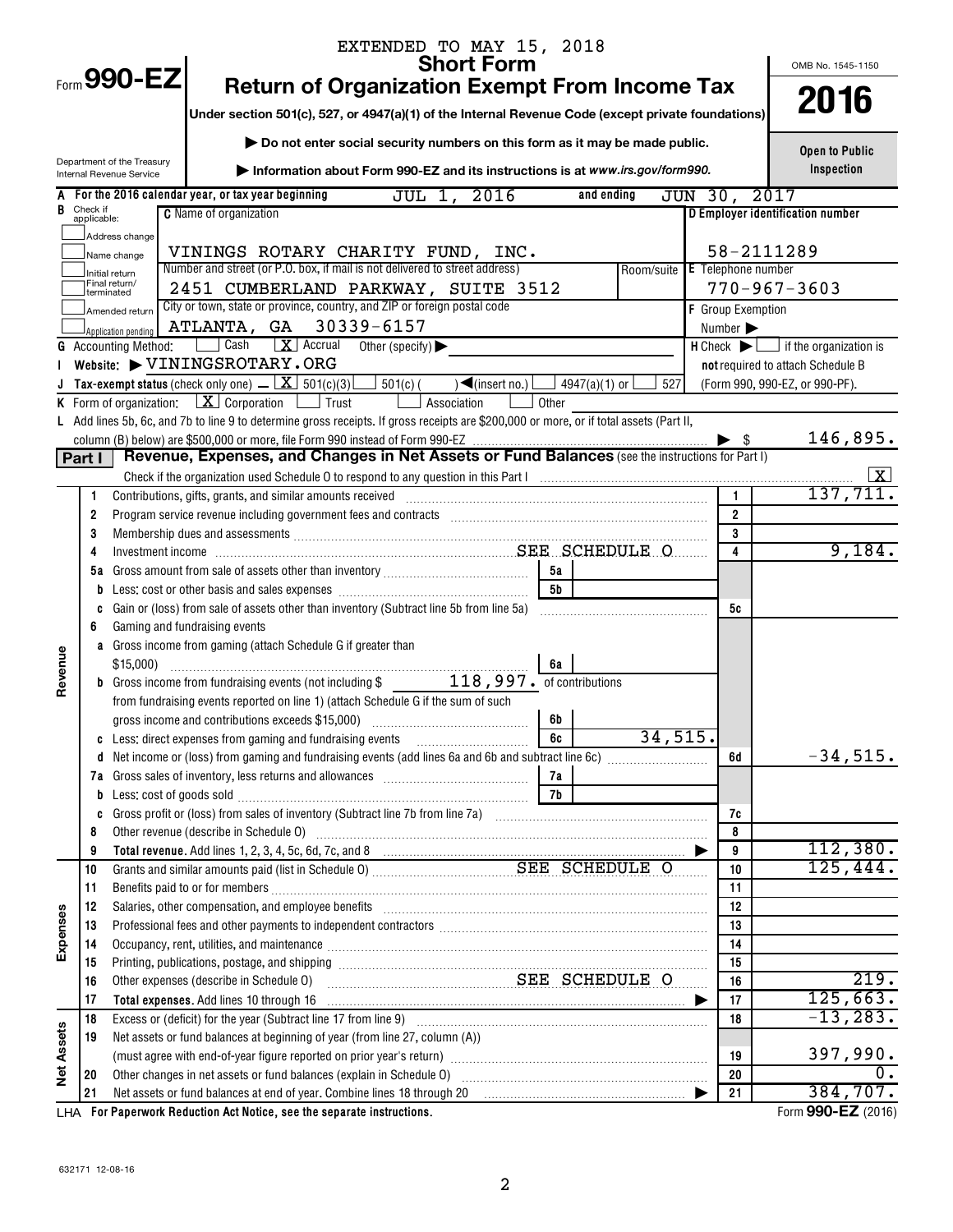EXTENDED TO MAY 15, 2018

Form **990-EZ**

# Short Form
# Return of Organization Exempt From Income Tax

**Under section 501(c), 527, or 4947(a)(1) of the Internal Revenue Code (except private foundations)**

▶ Do not enter social security numbers on this form as it may be made public.

▶ Information about Form 990-EZ and its instructions is at *www.irs.gov/form990.*

Department of the Treasury
Internal Revenue Service

OMB No. 1545-1150

**2016**

**Open to Public Inspection**

**A** For the 2016 calendar year, or tax year beginning JUL 1, 2016 and ending JUN 30, 2017

**B** Check if applicable:
- Address change
- Name change
- Initial return
- Final return/terminated
- Amended return
- Application pending

**C** Name of organization: VININGS ROTARY CHARITY FUND, INC.

Number and street (or P.O. box, if mail is not delivered to street address): 2451 CUMBERLAND PARKWAY, SUITE 3512 — Room/suite

City or town, state or province, country, and ZIP or foreign postal code: ATLANTA, GA 30339-6157

**D** Employer identification number: 58-2111289

**E** Telephone number: 770-967-3603

**F** Group Exemption Number ▶

**G** Accounting Method: ☐ Cash ☒ Accrual Other (specify) ▶

**H** Check ▶ ☐ if the organization is **not** required to attach Schedule B (Form 990, 990-EZ, or 990-PF).

**I** Website: ▶ VININGSROTARY.ORG

**J** Tax-exempt status (check only one) – ☒ 501(c)(3) ☐ 501(c) ( ) ◀(insert no.) ☐ 4947(a)(1) or ☐ 527

**K** Form of organization: ☒ Corporation ☐ Trust ☐ Association ☐ Other

**L** Add lines 5b, 6c, and 7b to line 9 to determine gross receipts. If gross receipts are $200,000 or more, or if total assets (Part II, column (B) below) are $500,000 or more, file Form 990 instead of Form 990-EZ ▶ $ 146,895.

## Part I Revenue, Expenses, and Changes in Net Assets or Fund Balances (see the instructions for Part I)

Check if the organization used Schedule O to respond to any question in this Part I ☒

| Section | Line | Description | | | Line | Amount |
|---|---|---|---|---|---|---|
| Revenue | 1 | Contributions, gifts, grants, and similar amounts received | | | 1 | 137,711. |
| | 2 | Program service revenue including government fees and contracts | | | 2 | |
| | 3 | Membership dues and assessments | | | 3 | |
| | 4 | Investment income SEE SCHEDULE O | | | 4 | 9,184. |
| | 5a | Gross amount from sale of assets other than inventory | 5a | | | |
| | b | Less: cost or other basis and sales expenses | 5b | | | |
| | c | Gain or (loss) from sale of assets other than inventory (Subtract line 5b from line 5a) | | | 5c | |
| | 6 | Gaming and fundraising events | | | | |
| | a | Gross income from gaming (attach Schedule G if greater than $15,000) | 6a | | | |
| | b | Gross income from fundraising events (not including $ 118,997. of contributions from fundraising events reported on line 1) (attach Schedule G if the sum of such gross income and contributions exceeds $15,000) | 6b | | | |
| | c | Less: direct expenses from gaming and fundraising events | 6c | 34,515. | | |
| | d | Net income or (loss) from gaming and fundraising events (add lines 6a and 6b and subtract line 6c) | | | 6d | -34,515. |
| | 7a | Gross sales of inventory, less returns and allowances | 7a | | | |
| | b | Less: cost of goods sold | 7b | | | |
| | c | Gross profit or (loss) from sales of inventory (Subtract line 7b from line 7a) | | | 7c | |
| | 8 | Other revenue (describe in Schedule O) | | | 8 | |
| | 9 | **Total revenue.** Add lines 1, 2, 3, 4, 5c, 6d, 7c, and 8 ▶ | | | 9 | 112,380. |
| Expenses | 10 | Grants and similar amounts paid (list in Schedule O) SEE SCHEDULE O | | | 10 | 125,444. |
| | 11 | Benefits paid to or for members | | | 11 | |
| | 12 | Salaries, other compensation, and employee benefits | | | 12 | |
| | 13 | Professional fees and other payments to independent contractors | | | 13 | |
| | 14 | Occupancy, rent, utilities, and maintenance | | | 14 | |
| | 15 | Printing, publications, postage, and shipping | | | 15 | |
| | 16 | Other expenses (describe in Schedule O) SEE SCHEDULE O | | | 16 | 219. |
| | 17 | **Total expenses.** Add lines 10 through 16 ▶ | | | 17 | 125,663. |
| Net Assets | 18 | Excess or (deficit) for the year (Subtract line 17 from line 9) | | | 18 | -13,283. |
| | 19 | Net assets or fund balances at beginning of year (from line 27, column (A)) (must agree with end-of-year figure reported on prior year's return) | | | 19 | 397,990. |
| | 20 | Other changes in net assets or fund balances (explain in Schedule O) | | | 20 | 0. |
| | 21 | Net assets or fund balances at end of year. Combine lines 18 through 20 ▶ | | | 21 | 384,707. |

LHA **For Paperwork Reduction Act Notice, see the separate instructions.** Form **990-EZ** (2016)

632171 12-08-16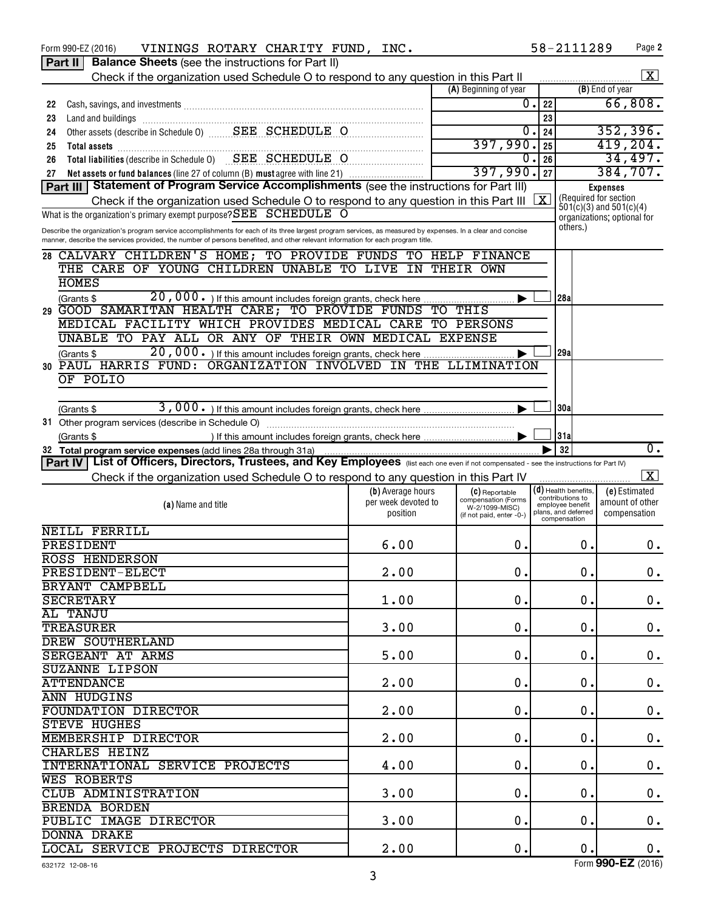Form 990-EZ (2016) VININGS ROTARY CHARITY FUND, INC. 58-2111289 Page 2

**Part II** **Balance Sheets** (see the instructions for Part II)

Check if the organization used Schedule O to respond to any question in this Part II [X]

| | | (A) Beginning of year | | (B) End of year |
|---|---|---|---|---|
| 22 | Cash, savings, and investments | 0. | 22 | 66,808. |
| 23 | Land and buildings | | 23 | |
| 24 | Other assets (describe in Schedule O) SEE SCHEDULE O | 0. | 24 | 352,396. |
| 25 | **Total assets** | 397,990. | 25 | 419,204. |
| 26 | **Total liabilities** (describe in Schedule O) SEE SCHEDULE O | 0. | 26 | 34,497. |
| 27 | **Net assets or fund balances** (line 27 of column (B) **must** agree with line 21) | 397,990. | 27 | 384,707. |

**Part III** **Statement of Program Service Accomplishments** (see the instructions for Part III)

Check if the organization used Schedule O to respond to any question in this Part III [X]

What is the organization's primary exempt purpose? SEE SCHEDULE O

**Expenses** (Required for section 501(c)(3) and 501(c)(4) organizations; optional for others.)

Describe the organization's program service accomplishments for each of its three largest program services, as measured by expenses. In a clear and concise manner, describe the services provided, the number of persons benefited, and other relevant information for each program title.

**28** CALVARY CHILDREN'S HOME; TO PROVIDE FUNDS TO HELP FINANCE THE CARE OF YOUNG CHILDREN UNABLE TO LIVE IN THEIR OWN HOMES

(Grants $ 20,000. ) If this amount includes foreign grants, check here [ ] **28a**

**29** GOOD SAMARITAN HEALTH CARE; TO PROVIDE FUNDS TO THIS MEDICAL FACILITY WHICH PROVIDES MEDICAL CARE TO PERSONS UNABLE TO PAY ALL OR ANY OF THEIR OWN MEDICAL EXPENSE

(Grants $ 20,000. ) If this amount includes foreign grants, check here [ ] **29a**

**30** PAUL HARRIS FUND: ORGANIZATION INVOLVED IN THE LLIMINATION OF POLIO

(Grants $ 3,000. ) If this amount includes foreign grants, check here [ ] **30a**

**31** Other program services (describe in Schedule O)

(Grants $ ) If this amount includes foreign grants, check here [ ] **31a**

**32** **Total program service expenses** (add lines 28a through 31a) **32** 0.

**Part IV** **List of Officers, Directors, Trustees, and Key Employees** (list each one even if not compensated - see the instructions for Part IV)

Check if the organization used Schedule O to respond to any question in this Part IV [X]

| (a) Name and title | (b) Average hours per week devoted to position | (c) Reportable compensation (Forms W-2/1099-MISC) (if not paid, enter -0-) | (d) Health benefits, contributions to employee benefit plans, and deferred compensation | (e) Estimated amount of other compensation |
|---|---|---|---|---|
| NEILL FERRILL<br>PRESIDENT | 6.00 | 0. | 0. | 0. |
| ROSS HENDERSON<br>PRESIDENT-ELECT | 2.00 | 0. | 0. | 0. |
| BRYANT CAMPBELL<br>SECRETARY | 1.00 | 0. | 0. | 0. |
| AL TANJU<br>TREASURER | 3.00 | 0. | 0. | 0. |
| DREW SOUTHERLAND<br>SERGEANT AT ARMS | 5.00 | 0. | 0. | 0. |
| SUZANNE LIPSON<br>ATTENDANCE | 2.00 | 0. | 0. | 0. |
| ANN HUDGINS<br>FOUNDATION DIRECTOR | 2.00 | 0. | 0. | 0. |
| STEVE HUGHES<br>MEMBERSHIP DIRECTOR | 2.00 | 0. | 0. | 0. |
| CHARLES HEINZ<br>INTERNATIONAL SERVICE PROJECTS | 4.00 | 0. | 0. | 0. |
| WES ROBERTS<br>CLUB ADMINISTRATION | 3.00 | 0. | 0. | 0. |
| BRENDA BORDEN<br>PUBLIC IMAGE DIRECTOR | 3.00 | 0. | 0. | 0. |
| DONNA DRAKE<br>LOCAL SERVICE PROJECTS DIRECTOR | 2.00 | 0. | 0. | 0. |

632172 12-08-16 Form **990-EZ** (2016)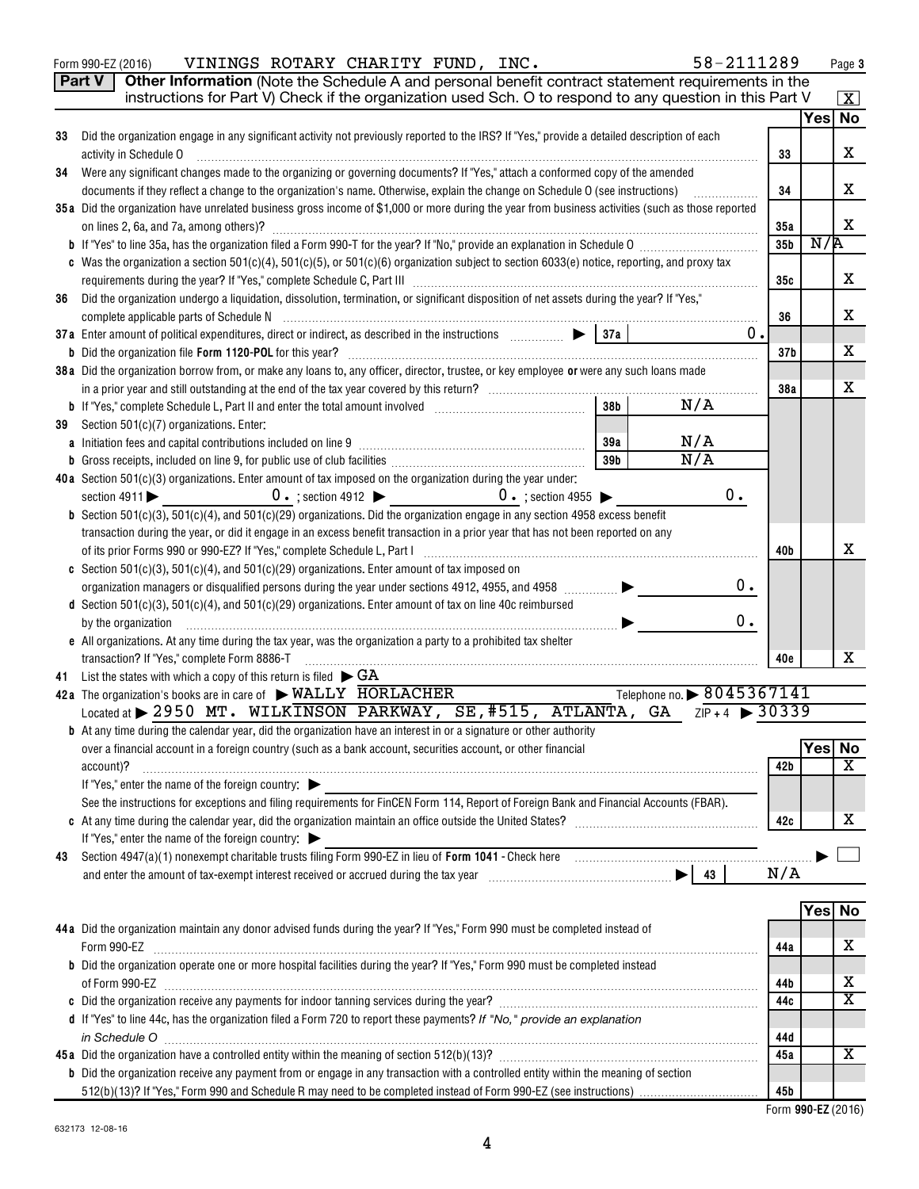Form 990-EZ (2016) VININGS ROTARY CHARITY FUND, INC. 58-2111289 Page 3

**Part V** **Other Information** (Note the Schedule A and personal benefit contract statement requirements in the instructions for Part V) Check if the organization used Sch. O to respond to any question in this Part V [X]

| | | | Yes | No |
|---|---|---|---|---|
| 33 | Did the organization engage in any significant activity not previously reported to the IRS? If "Yes," provide a detailed description of each activity in Schedule O | 33 | | X |
| 34 | Were any significant changes made to the organizing or governing documents? If "Yes," attach a conformed copy of the amended documents if they reflect a change to the organization's name. Otherwise, explain the change on Schedule O (see instructions) | 34 | | X |
| 35a | Did the organization have unrelated business gross income of $1,000 or more during the year from business activities (such as those reported on lines 2, 6a, and 7a, among others)? | 35a | | X |
| b | If "Yes" to line 35a, has the organization filed a Form 990-T for the year? If "No," provide an explanation in Schedule O | 35b | N/A | |
| c | Was the organization a section 501(c)(4), 501(c)(5), or 501(c)(6) organization subject to section 6033(e) notice, reporting, and proxy tax requirements during the year? If "Yes," complete Schedule C, Part III | 35c | | X |
| 36 | Did the organization undergo a liquidation, dissolution, termination, or significant disposition of net assets during the year? If "Yes," complete applicable parts of Schedule N | 36 | | X |
| 37a | Enter amount of political expenditures, direct or indirect, as described in the instructions ▶ 37a 0. | | | |
| b | Did the organization file Form 1120-POL for this year? | 37b | | X |
| 38a | Did the organization borrow from, or make any loans to, any officer, director, trustee, or key employee or were any such loans made in a prior year and still outstanding at the end of the tax year covered by this return? | 38a | | X |
| b | If "Yes," complete Schedule L, Part II and enter the total amount involved 38b N/A | | | |
| 39 | Section 501(c)(7) organizations. Enter: | | | |
| a | Initiation fees and capital contributions included on line 9 39a N/A | | | |
| b | Gross receipts, included on line 9, for public use of club facilities 39b N/A | | | |
| 40a | Section 501(c)(3) organizations. Enter amount of tax imposed on the organization during the year under: section 4911 ▶ 0. ; section 4912 ▶ 0. ; section 4955 ▶ 0. | | | |
| b | Section 501(c)(3), 501(c)(4), and 501(c)(29) organizations. Did the organization engage in any section 4958 excess benefit transaction during the year, or did it engage in an excess benefit transaction in a prior year that has not been reported on any of its prior Forms 990 or 990-EZ? If "Yes," complete Schedule L, Part I | 40b | | X |
| c | Section 501(c)(3), 501(c)(4), and 501(c)(29) organizations. Enter amount of tax imposed on organization managers or disqualified persons during the year under sections 4912, 4955, and 4958 ▶ 0. | | | |
| d | Section 501(c)(3), 501(c)(4), and 501(c)(29) organizations. Enter amount of tax on line 40c reimbursed by the organization ▶ 0. | | | |
| e | All organizations. At any time during the tax year, was the organization a party to a prohibited tax shelter transaction? If "Yes," complete Form 8886-T | 40e | | X |

41 List the states with which a copy of this return is filed ▶ GA

42a The organization's books are in care of ▶ WALLY HORLACHER Telephone no. ▶ 8045367141

Located at ▶ 2950 MT. WILKINSON PARKWAY, SE,#515, ATLANTA, GA ZIP + 4 ▶ 30339

| | | | Yes | No |
|---|---|---|---|---|
| b | At any time during the calendar year, did the organization have an interest in or a signature or other authority over a financial account in a foreign country (such as a bank account, securities account, or other financial account)? If "Yes," enter the name of the foreign country: ▶ See the instructions for exceptions and filing requirements for FinCEN Form 114, Report of Foreign Bank and Financial Accounts (FBAR). | 42b | | X |
| c | At any time during the calendar year, did the organization maintain an office outside the United States? If "Yes," enter the name of the foreign country: ▶ | 42c | | X |

43 Section 4947(a)(1) nonexempt charitable trusts filing Form 990-EZ in lieu of Form 1041 - Check here ▶ [ ] and enter the amount of tax-exempt interest received or accrued during the tax year ▶ 43 N/A

| | | | Yes | No |
|---|---|---|---|---|
| 44a | Did the organization maintain any donor advised funds during the year? If "Yes," Form 990 must be completed instead of Form 990-EZ | 44a | | X |
| b | Did the organization operate one or more hospital facilities during the year? If "Yes," Form 990 must be completed instead of Form 990-EZ | 44b | | X |
| c | Did the organization receive any payments for indoor tanning services during the year? | 44c | | X |
| d | If "Yes" to line 44c, has the organization filed a Form 720 to report these payments? *If "No," provide an explanation in Schedule O* | 44d | | |
| 45a | Did the organization have a controlled entity within the meaning of section 512(b)(13)? | 45a | | X |
| b | Did the organization receive any payment from or engage in any transaction with a controlled entity within the meaning of section 512(b)(13)? If "Yes," Form 990 and Schedule R may need to be completed instead of Form 990-EZ (see instructions) | 45b | | |

Form **990-EZ** (2016)

632173 12-08-16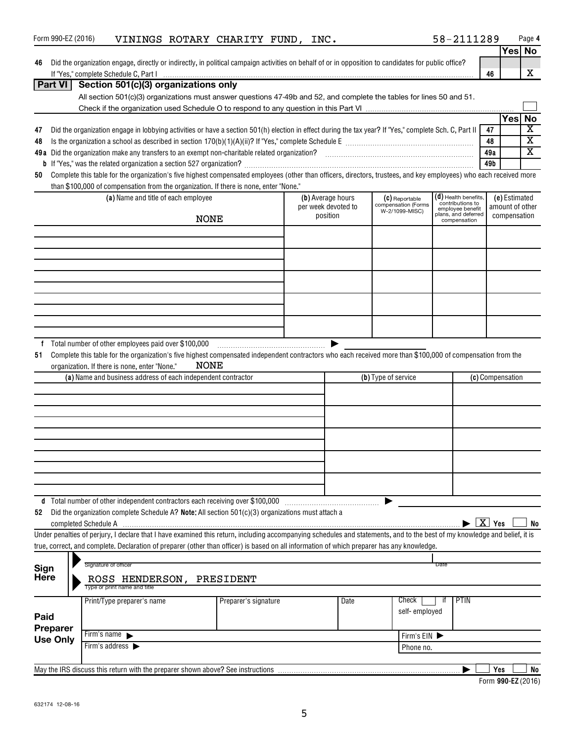Form 990-EZ (2016) VININGS ROTARY CHARITY FUND, INC. 58-2111289 Page **4**

| | | | Yes | No |
|---|---|---|---|---|
| **46** | Did the organization engage, directly or indirectly, in political campaign activities on behalf of or in opposition to candidates for public office? If "Yes," complete Schedule C, Part I | **46** | | X |

## Part VI Section 501(c)(3) organizations only

All section 501(c)(3) organizations must answer questions 47-49b and 52, and complete the tables for lines 50 and 51.

Check if the organization used Schedule O to respond to any question in this Part VI ☐

| | | | Yes | No |
|---|---|---|---|---|
| **47** | Did the organization engage in lobbying activities or have a section 501(h) election in effect during the tax year? If "Yes," complete Sch. C, Part II | **47** | | X |
| **48** | Is the organization a school as described in section 170(b)(1)(A)(ii)? If "Yes," complete Schedule E | **48** | | X |
| **49a** | Did the organization make any transfers to an exempt non-charitable related organization? | **49a** | | X |
| **b** | If "Yes," was the related organization a section 527 organization? | **49b** | | |

**50** Complete this table for the organization's five highest compensated employees (other than officers, directors, trustees, and key employees) who each received more than $100,000 of compensation from the organization. If there is none, enter "None."

| (a) Name and title of each employee | (b) Average hours per week devoted to position | (c) Reportable compensation (Forms W-2/1099-MISC) | (d) Health benefits, contributions to employee benefit plans, and deferred compensation | (e) Estimated amount of other compensation |
|---|---|---|---|---|
| NONE | | | | |
| | | | | |
| | | | | |
| | | | | |
| | | | | |

**f** Total number of other employees paid over $100,000 ▶

**51** Complete this table for the organization's five highest compensated independent contractors who each received more than $100,000 of compensation from the organization. If there is none, enter "None." NONE

| (a) Name and business address of each independent contractor | (b) Type of service | (c) Compensation |
|---|---|---|
| | | |
| | | |
| | | |
| | | |
| | | |

**d** Total number of other independent contractors each receiving over $100,000 ▶

**52** Did the organization complete Schedule A? **Note:** All section 501(c)(3) organizations must attach a completed Schedule A ▶ [X] Yes ☐ No

Under penalties of perjury, I declare that I have examined this return, including accompanying schedules and statements, and to the best of my knowledge and belief, it is true, correct, and complete. Declaration of preparer (other than officer) is based on all information of which preparer has any knowledge.

**Sign Here**

Signature of officer | Date

ROSS HENDERSON, PRESIDENT
Type or print name and title

**Paid Preparer Use Only**

| Print/Type preparer's name | Preparer's signature | Date | Check ☐ if self-employed | PTIN |
|---|---|---|---|---|
| | | | | |
| Firm's name ▶ | | | Firm's EIN ▶ | |
| Firm's address ▶ | | | Phone no. | |

May the IRS discuss this return with the preparer shown above? See instructions ▶ ☐ Yes ☐ No

Form **990-EZ** (2016)

632174 12-08-16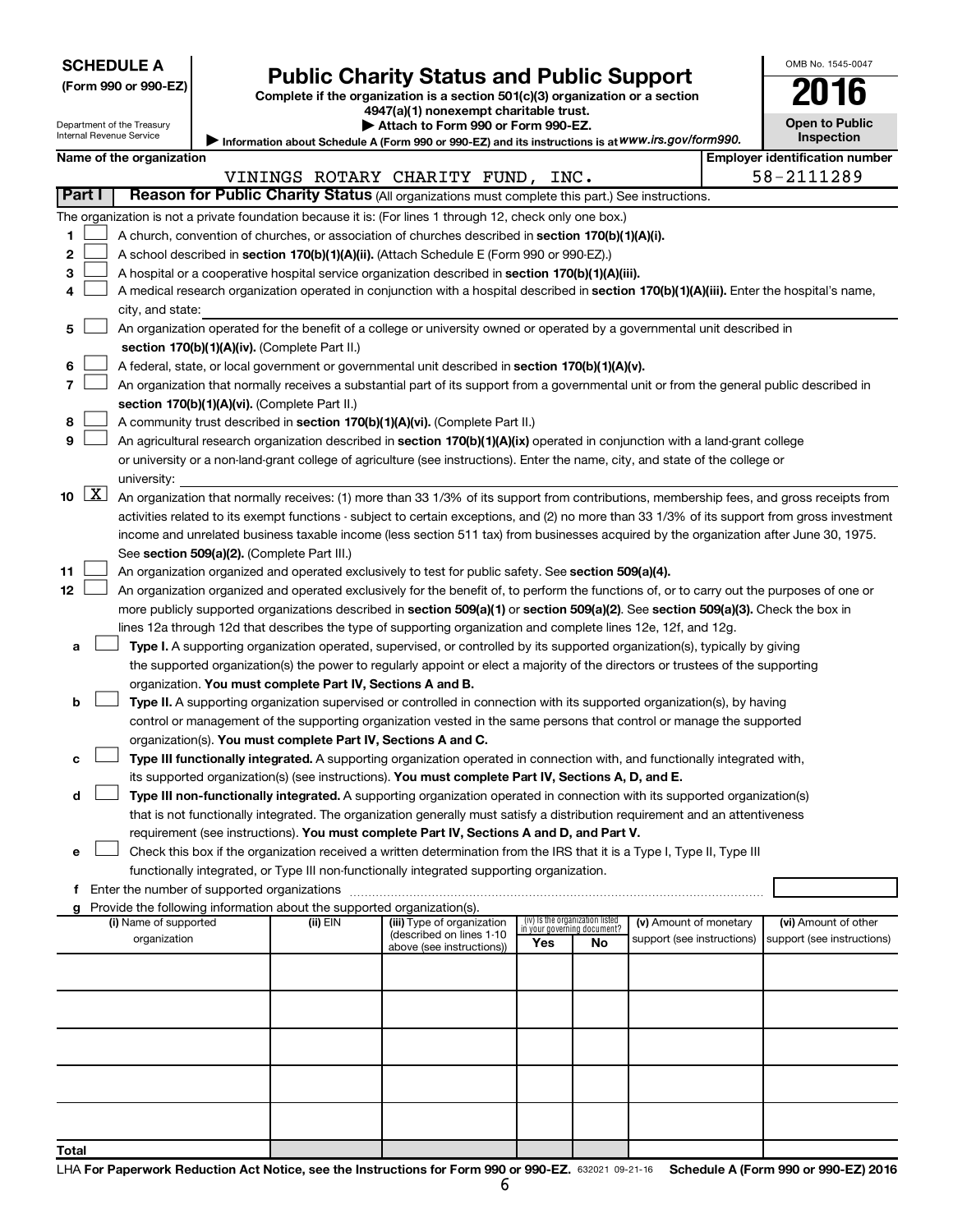**SCHEDULE A**
**(Form 990 or 990-EZ)**

Department of the Treasury
Internal Revenue Service

# Public Charity Status and Public Support

**Complete if the organization is a section 501(c)(3) organization or a section 4947(a)(1) nonexempt charitable trust.**
**▶ Attach to Form 990 or Form 990-EZ.**
▶ Information about Schedule A (Form 990 or 990-EZ) and its instructions is at *www.irs.gov/form990.*

OMB No. 1545-0047
**2016**
**Open to Public Inspection**

**Name of the organization:** VININGS ROTARY CHARITY FUND, INC.
**Employer identification number:** 58-2111289

## Part I — Reason for Public Charity Status (All organizations must complete this part.) See instructions.

The organization is not a private foundation because it is: (For lines 1 through 12, check only one box.)

1. ☐ A church, convention of churches, or association of churches described in **section 170(b)(1)(A)(i).**
2. ☐ A school described in **section 170(b)(1)(A)(ii).** (Attach Schedule E (Form 990 or 990-EZ).)
3. ☐ A hospital or a cooperative hospital service organization described in **section 170(b)(1)(A)(iii).**
4. ☐ A medical research organization operated in conjunction with a hospital described in **section 170(b)(1)(A)(iii).** Enter the hospital's name, city, and state:
5. ☐ An organization operated for the benefit of a college or university owned or operated by a governmental unit described in **section 170(b)(1)(A)(iv).** (Complete Part II.)
6. ☐ A federal, state, or local government or governmental unit described in **section 170(b)(1)(A)(v).**
7. ☐ An organization that normally receives a substantial part of its support from a governmental unit or from the general public described in **section 170(b)(1)(A)(vi).** (Complete Part II.)
8. ☐ A community trust described in **section 170(b)(1)(A)(vi).** (Complete Part II.)
9. ☐ An agricultural research organization described in **section 170(b)(1)(A)(ix)** operated in conjunction with a land-grant college or university or a non-land-grant college of agriculture (see instructions). Enter the name, city, and state of the college or university:
10. ☒ An organization that normally receives: (1) more than 33 1/3% of its support from contributions, membership fees, and gross receipts from activities related to its exempt functions - subject to certain exceptions, and (2) no more than 33 1/3% of its support from gross investment income and unrelated business taxable income (less section 511 tax) from businesses acquired by the organization after June 30, 1975. See **section 509(a)(2).** (Complete Part III.)
11. ☐ An organization organized and operated exclusively to test for public safety. See **section 509(a)(4).**
12. ☐ An organization organized and operated exclusively for the benefit of, to perform the functions of, or to carry out the purposes of one or more publicly supported organizations described in **section 509(a)(1)** or **section 509(a)(2).** See **section 509(a)(3).** Check the box in lines 12a through 12d that describes the type of supporting organization and complete lines 12e, 12f, and 12g.

   a. ☐ **Type I.** A supporting organization operated, supervised, or controlled by its supported organization(s), typically by giving the supported organization(s) the power to regularly appoint or elect a majority of the directors or trustees of the supporting organization. **You must complete Part IV, Sections A and B.**

   b. ☐ **Type II.** A supporting organization supervised or controlled in connection with its supported organization(s), by having control or management of the supporting organization vested in the same persons that control or manage the supported organization(s). **You must complete Part IV, Sections A and C.**

   c. ☐ **Type III functionally integrated.** A supporting organization operated in connection with, and functionally integrated with, its supported organization(s) (see instructions). **You must complete Part IV, Sections A, D, and E.**

   d. ☐ **Type III non-functionally integrated.** A supporting organization operated in connection with its supported organization(s) that is not functionally integrated. The organization generally must satisfy a distribution requirement and an attentiveness requirement (see instructions). **You must complete Part IV, Sections A and D, and Part V.**

   e. ☐ Check this box if the organization received a written determination from the IRS that it is a Type I, Type II, Type III functionally integrated, or Type III non-functionally integrated supporting organization.

   f. Enter the number of supported organizations

   g. Provide the following information about the supported organization(s).

| (i) Name of supported organization | (ii) EIN | (iii) Type of organization (described on lines 1-10 above (see instructions)) | (iv) Is the organization listed in your governing document? Yes | No | (v) Amount of monetary support (see instructions) | (vi) Amount of other support (see instructions) |
|---|---|---|---|---|---|---|
| | | | | | | |
| | | | | | | |
| | | | | | | |
| | | | | | | |
| | | | | | | |
| **Total** | | | | | | |

LHA **For Paperwork Reduction Act Notice, see the Instructions for Form 990 or 990-EZ.** 632021 09-21-16 **Schedule A (Form 990 or 990-EZ) 2016**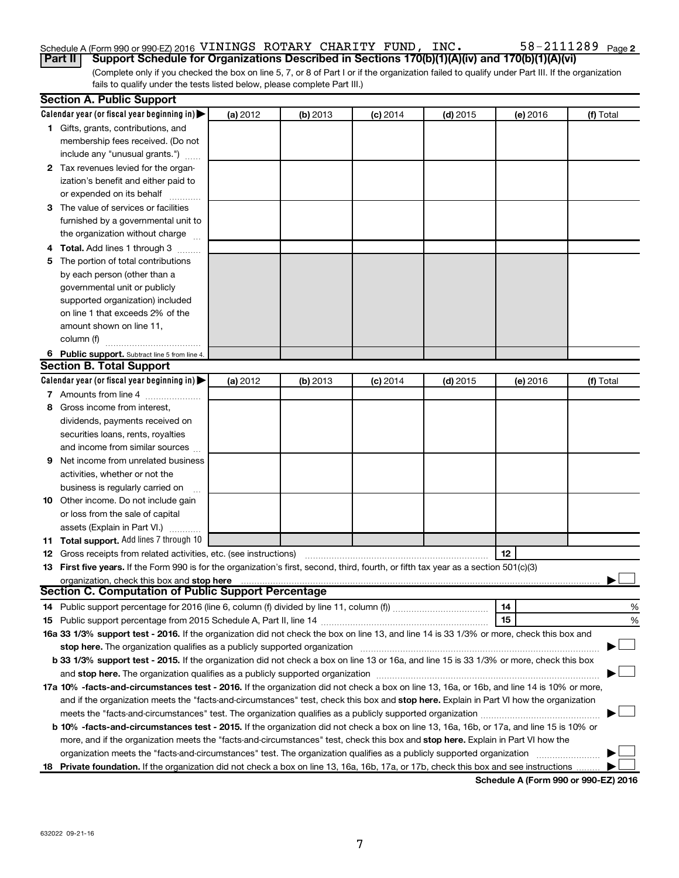Schedule A (Form 990 or 990-EZ) 2016 VININGS ROTARY CHARITY FUND, INC. 58-2111289 Page 2

**Part II Support Schedule for Organizations Described in Sections 170(b)(1)(A)(iv) and 170(b)(1)(A)(vi)**

(Complete only if you checked the box on line 5, 7, or 8 of Part I or if the organization failed to qualify under Part III. If the organization fails to qualify under the tests listed below, please complete Part III.)

## Section A. Public Support

| Calendar year (or fiscal year beginning in) ▶ | (a) 2012 | (b) 2013 | (c) 2014 | (d) 2015 | (e) 2016 | (f) Total |
|---|---|---|---|---|---|---|
| **1** Gifts, grants, contributions, and membership fees received. (Do not include any "unusual grants.") | | | | | | |
| **2** Tax revenues levied for the organization's benefit and either paid to or expended on its behalf | | | | | | |
| **3** The value of services or facilities furnished by a governmental unit to the organization without charge | | | | | | |
| **4 Total.** Add lines 1 through 3 | | | | | | |
| **5** The portion of total contributions by each person (other than a governmental unit or publicly supported organization) included on line 1 that exceeds 2% of the amount shown on line 11, column (f) | | | | | | |
| **6 Public support.** Subtract line 5 from line 4. | | | | | | |

## Section B. Total Support

| Calendar year (or fiscal year beginning in) ▶ | (a) 2012 | (b) 2013 | (c) 2014 | (d) 2015 | (e) 2016 | (f) Total |
|---|---|---|---|---|---|---|
| **7** Amounts from line 4 | | | | | | |
| **8** Gross income from interest, dividends, payments received on securities loans, rents, royalties and income from similar sources | | | | | | |
| **9** Net income from unrelated business activities, whether or not the business is regularly carried on | | | | | | |
| **10** Other income. Do not include gain or loss from the sale of capital assets (Explain in Part VI.) | | | | | | |
| **11 Total support.** Add lines 7 through 10 | | | | | | |

**12** Gross receipts from related activities, etc. (see instructions) | **12** |

**13 First five years.** If the Form 990 is for the organization's first, second, third, fourth, or fifth tax year as a section 501(c)(3) organization, check this box and **stop here** ▶ ☐

## Section C. Computation of Public Support Percentage

**14** Public support percentage for 2016 (line 6, column (f) divided by line 11, column (f)) | **14** | %

**15** Public support percentage from 2015 Schedule A, Part II, line 14 | **15** | %

**16a 33 1/3% support test - 2016.** If the organization did not check the box on line 13, and line 14 is 33 1/3% or more, check this box and **stop here.** The organization qualifies as a publicly supported organization ▶ ☐

**b 33 1/3% support test - 2015.** If the organization did not check a box on line 13 or 16a, and line 15 is 33 1/3% or more, check this box and **stop here.** The organization qualifies as a publicly supported organization ▶ ☐

**17a 10% -facts-and-circumstances test - 2016.** If the organization did not check a box on line 13, 16a, or 16b, and line 14 is 10% or more, and if the organization meets the "facts-and-circumstances" test, check this box and **stop here.** Explain in Part VI how the organization meets the "facts-and-circumstances" test. The organization qualifies as a publicly supported organization ▶ ☐

**b 10% -facts-and-circumstances test - 2015.** If the organization did not check a box on line 13, 16a, 16b, or 17a, and line 15 is 10% or more, and if the organization meets the "facts-and-circumstances" test, check this box and **stop here.** Explain in Part VI how the organization meets the "facts-and-circumstances" test. The organization qualifies as a publicly supported organization ▶ ☐

**18 Private foundation.** If the organization did not check a box on line 13, 16a, 16b, 17a, or 17b, check this box and see instructions ▶ ☐

**Schedule A (Form 990 or 990-EZ) 2016**

632022 09-21-16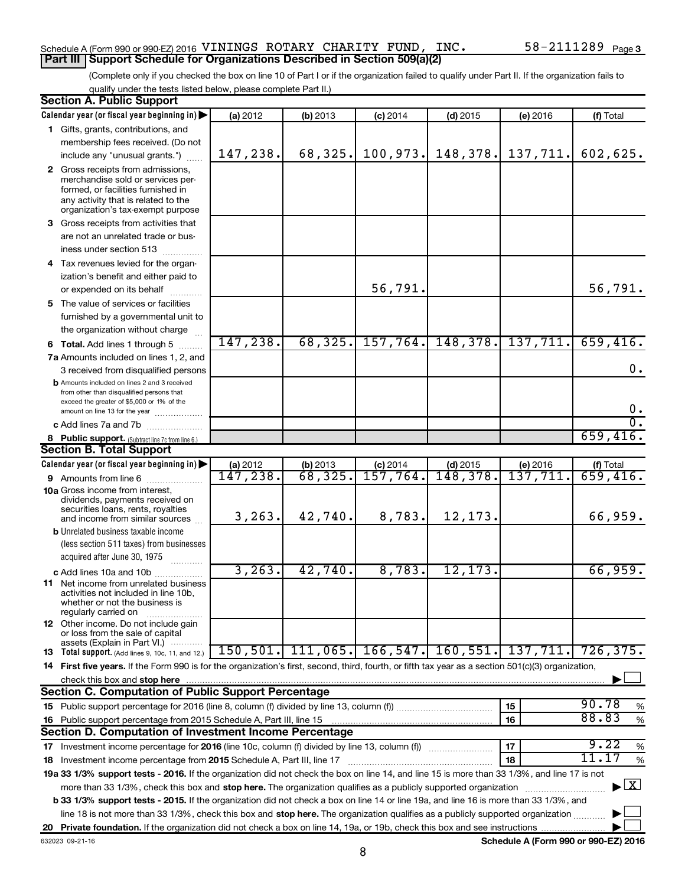Schedule A (Form 990 or 990-EZ) 2016 VININGS ROTARY CHARITY FUND, INC. 58-2111289 Page 3

## Part III Support Schedule for Organizations Described in Section 509(a)(2)

(Complete only if you checked the box on line 10 of Part I or if the organization failed to qualify under Part II. If the organization fails to qualify under the tests listed below, please complete Part II.)

### Section A. Public Support

| Calendar year (or fiscal year beginning in) | (a) 2012 | (b) 2013 | (c) 2014 | (d) 2015 | (e) 2016 | (f) Total |
|---|---|---|---|---|---|---|
| 1 Gifts, grants, contributions, and membership fees received. (Do not include any "unusual grants.") | 147,238. | 68,325. | 100,973. | 148,378. | 137,711. | 602,625. |
| 2 Gross receipts from admissions, merchandise sold or services performed, or facilities furnished in any activity that is related to the organization's tax-exempt purpose | | | | | | |
| 3 Gross receipts from activities that are not an unrelated trade or business under section 513 | | | | | | |
| 4 Tax revenues levied for the organization's benefit and either paid to or expended on its behalf | | | 56,791. | | | 56,791. |
| 5 The value of services or facilities furnished by a governmental unit to the organization without charge | | | | | | |
| 6 Total. Add lines 1 through 5 | 147,238. | 68,325. | 157,764. | 148,378. | 137,711. | 659,416. |
| 7a Amounts included on lines 1, 2, and 3 received from disqualified persons | | | | | | 0. |
| b Amounts included on lines 2 and 3 received from other than disqualified persons that exceed the greater of $5,000 or 1% of the amount on line 13 for the year | | | | | | 0. |
| c Add lines 7a and 7b | | | | | | 0. |
| 8 Public support. (Subtract line 7c from line 6.) | | | | | | 659,416. |

### Section B. Total Support

| Calendar year (or fiscal year beginning in) | (a) 2012 | (b) 2013 | (c) 2014 | (d) 2015 | (e) 2016 | (f) Total |
|---|---|---|---|---|---|---|
| 9 Amounts from line 6 | 147,238. | 68,325. | 157,764. | 148,378. | 137,711. | 659,416. |
| 10a Gross income from interest, dividends, payments received on securities loans, rents, royalties and income from similar sources | 3,263. | 42,740. | 8,783. | 12,173. | | 66,959. |
| b Unrelated business taxable income (less section 511 taxes) from businesses acquired after June 30, 1975 | | | | | | |
| c Add lines 10a and 10b | 3,263. | 42,740. | 8,783. | 12,173. | | 66,959. |
| 11 Net income from unrelated business activities not included in line 10b, whether or not the business is regularly carried on | | | | | | |
| 12 Other income. Do not include gain or loss from the sale of capital assets (Explain in Part VI.) | | | | | | |
| 13 Total support. (Add lines 9, 10c, 11, and 12.) | 150,501. | 111,065. | 166,547. | 160,551. | 137,711. | 726,375. |

14 First five years. If the Form 990 is for the organization's first, second, third, fourth, or fifth tax year as a section 501(c)(3) organization, check this box and stop here ☐

### Section C. Computation of Public Support Percentage

| | | | |
|---|---|---|---|
| 15 | Public support percentage for 2016 (line 8, column (f) divided by line 13, column (f)) | 15 | 90.78 % |
| 16 | Public support percentage from 2015 Schedule A, Part III, line 15 | 16 | 88.83 % |

### Section D. Computation of Investment Income Percentage

| | | | |
|---|---|---|---|
| 17 | Investment income percentage for 2016 (line 10c, column (f) divided by line 13, column (f)) | 17 | 9.22 % |
| 18 | Investment income percentage from 2015 Schedule A, Part III, line 17 | 18 | 11.17 % |

19a 33 1/3% support tests - 2016. If the organization did not check the box on line 14, and line 15 is more than 33 1/3%, and line 17 is not more than 33 1/3%, check this box and stop here. The organization qualifies as a publicly supported organization ☒

b 33 1/3% support tests - 2015. If the organization did not check a box on line 14 or line 19a, and line 16 is more than 33 1/3%, and line 18 is not more than 33 1/3%, check this box and stop here. The organization qualifies as a publicly supported organization ☐

20 Private foundation. If the organization did not check a box on line 14, 19a, or 19b, check this box and see instructions ☐

632023 09-21-16 Schedule A (Form 990 or 990-EZ) 2016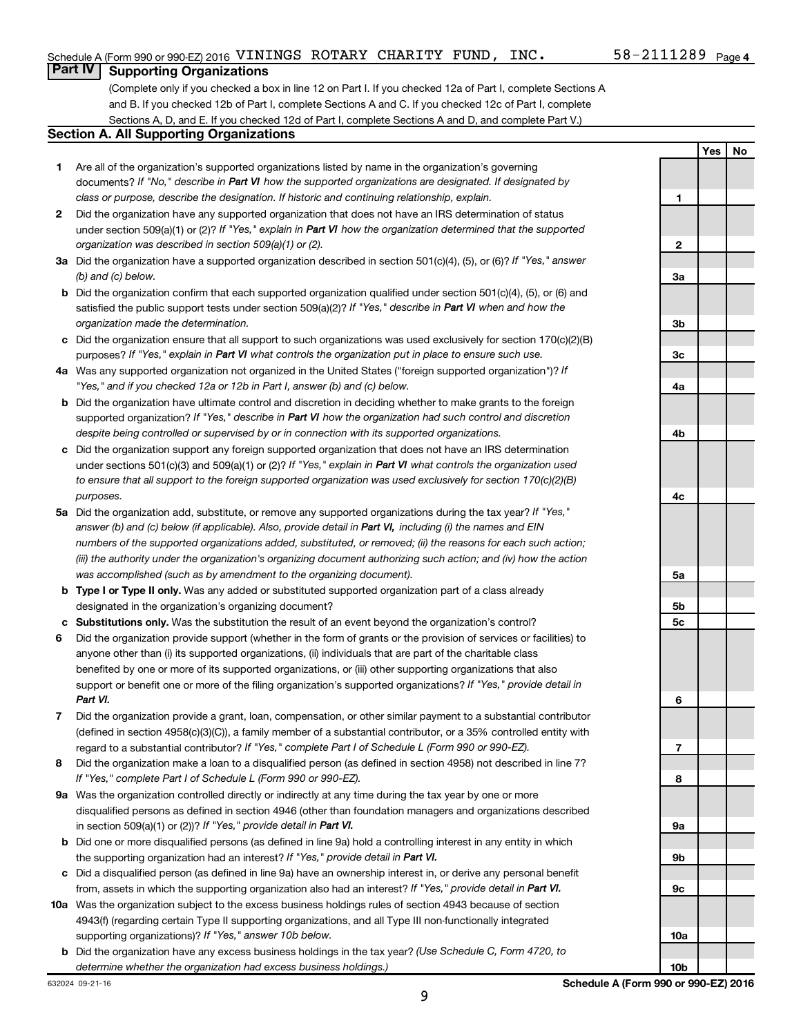Schedule A (Form 990 or 990-EZ) 2016 VININGS ROTARY CHARITY FUND, INC. 58-2111289 Page 4

## Part IV Supporting Organizations

(Complete only if you checked a box in line 12 on Part I. If you checked 12a of Part I, complete Sections A and B. If you checked 12b of Part I, complete Sections A and C. If you checked 12c of Part I, complete Sections A, D, and E. If you checked 12d of Part I, complete Sections A and D, and complete Part V.)

### Section A. All Supporting Organizations

| | | | Yes | No |
|---|---|---|---|---|
| 1 | Are all of the organization's supported organizations listed by name in the organization's governing documents? *If "No," describe in **Part VI** how the supported organizations are designated. If designated by class or purpose, describe the designation. If historic and continuing relationship, explain.* | 1 | | |
| 2 | Did the organization have any supported organization that does not have an IRS determination of status under section 509(a)(1) or (2)? *If "Yes," explain in **Part VI** how the organization determined that the supported organization was described in section 509(a)(1) or (2).* | 2 | | |
| 3a | Did the organization have a supported organization described in section 501(c)(4), (5), or (6)? *If "Yes," answer (b) and (c) below.* | 3a | | |
| b | Did the organization confirm that each supported organization qualified under section 501(c)(4), (5), or (6) and satisfied the public support tests under section 509(a)(2)? *If "Yes," describe in **Part VI** when and how the organization made the determination.* | 3b | | |
| c | Did the organization ensure that all support to such organizations was used exclusively for section 170(c)(2)(B) purposes? *If "Yes," explain in **Part VI** what controls the organization put in place to ensure such use.* | 3c | | |
| 4a | Was any supported organization not organized in the United States ("foreign supported organization")? *If "Yes," and if you checked 12a or 12b in Part I, answer (b) and (c) below.* | 4a | | |
| b | Did the organization have ultimate control and discretion in deciding whether to make grants to the foreign supported organization? *If "Yes," describe in **Part VI** how the organization had such control and discretion despite being controlled or supervised by or in connection with its supported organizations.* | 4b | | |
| c | Did the organization support any foreign supported organization that does not have an IRS determination under sections 501(c)(3) and 509(a)(1) or (2)? *If "Yes," explain in **Part VI** what controls the organization used to ensure that all support to the foreign supported organization was used exclusively for section 170(c)(2)(B) purposes.* | 4c | | |
| 5a | Did the organization add, substitute, or remove any supported organizations during the tax year? *If "Yes," answer (b) and (c) below (if applicable). Also, provide detail in **Part VI**, including (i) the names and EIN numbers of the supported organizations added, substituted, or removed; (ii) the reasons for each such action; (iii) the authority under the organization's organizing document authorizing such action; and (iv) how the action was accomplished (such as by amendment to the organizing document).* | 5a | | |
| b | **Type I or Type II only.** Was any added or substituted supported organization part of a class already designated in the organization's organizing document? | 5b | | |
| c | **Substitutions only.** Was the substitution the result of an event beyond the organization's control? | 5c | | |
| 6 | Did the organization provide support (whether in the form of grants or the provision of services or facilities) to anyone other than (i) its supported organizations, (ii) individuals that are part of the charitable class benefited by one or more of its supported organizations, or (iii) other supporting organizations that also support or benefit one or more of the filing organization's supported organizations? *If "Yes," provide detail in **Part VI.*** | 6 | | |
| 7 | Did the organization provide a grant, loan, compensation, or other similar payment to a substantial contributor (defined in section 4958(c)(3)(C)), a family member of a substantial contributor, or a 35% controlled entity with regard to a substantial contributor? *If "Yes," complete Part I of Schedule L (Form 990 or 990-EZ).* | 7 | | |
| 8 | Did the organization make a loan to a disqualified person (as defined in section 4958) not described in line 7? *If "Yes," complete Part I of Schedule L (Form 990 or 990-EZ).* | 8 | | |
| 9a | Was the organization controlled directly or indirectly at any time during the tax year by one or more disqualified persons as defined in section 4946 (other than foundation managers and organizations described in section 509(a)(1) or (2))? *If "Yes," provide detail in **Part VI.*** | 9a | | |
| b | Did one or more disqualified persons (as defined in line 9a) hold a controlling interest in any entity in which the supporting organization had an interest? *If "Yes," provide detail in **Part VI.*** | 9b | | |
| c | Did a disqualified person (as defined in line 9a) have an ownership interest in, or derive any personal benefit from, assets in which the supporting organization also had an interest? *If "Yes," provide detail in **Part VI.*** | 9c | | |
| 10a | Was the organization subject to the excess business holdings rules of section 4943 because of section 4943(f) (regarding certain Type II supporting organizations, and all Type III non-functionally integrated supporting organizations)? *If "Yes," answer 10b below.* | 10a | | |
| b | Did the organization have any excess business holdings in the tax year? *(Use Schedule C, Form 4720, to determine whether the organization had excess business holdings.)* | 10b | | |

632024 09-21-16 **Schedule A (Form 990 or 990-EZ) 2016**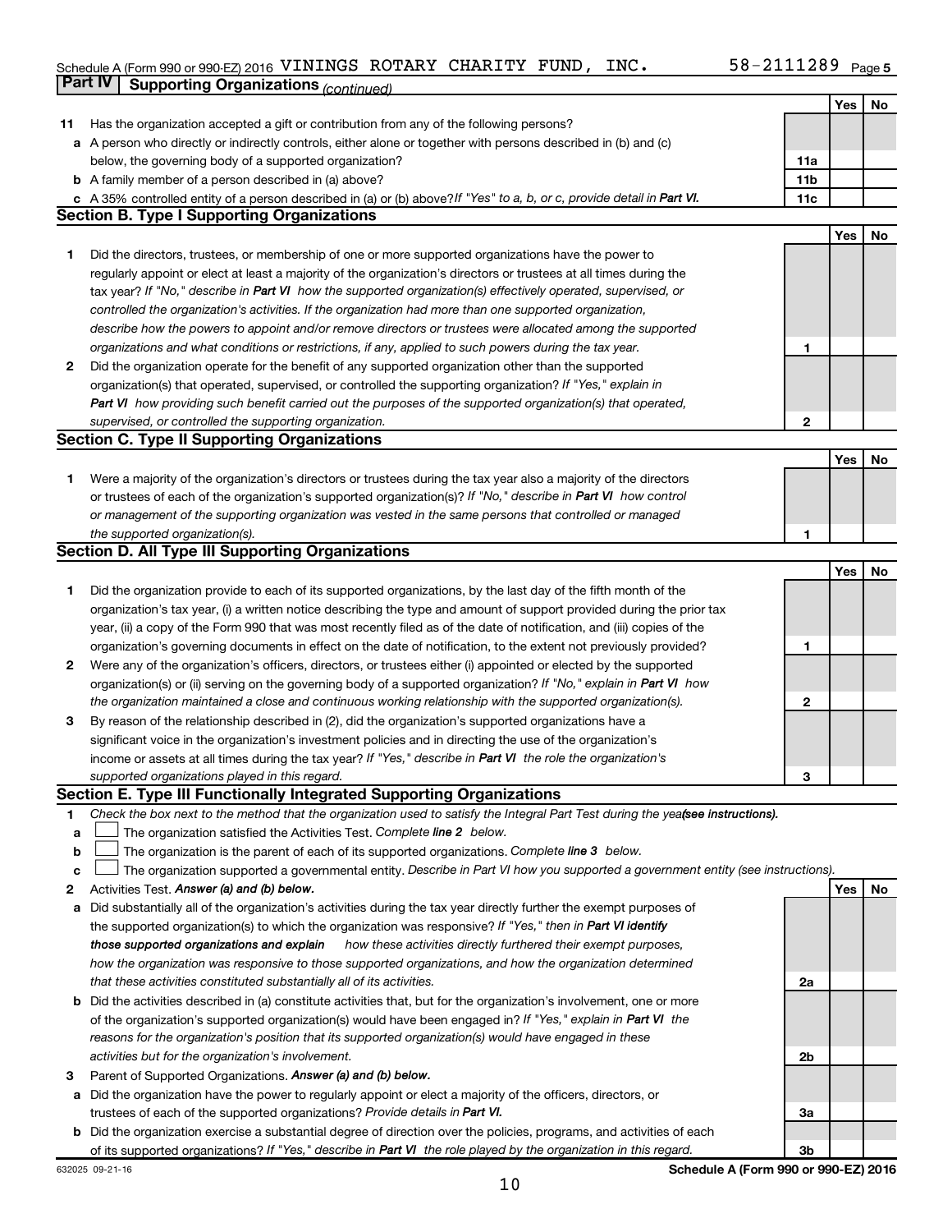Schedule A (Form 990 or 990-EZ) 2016 VININGS ROTARY CHARITY FUND, INC. 58-2111289 Page 5

**Part IV Supporting Organizations** *(continued)*

| | | | Yes | No |
|---|---|---|---|---|
| **11** | Has the organization accepted a gift or contribution from any of the following persons? | | | |
| **a** | A person who directly or indirectly controls, either alone or together with persons described in (b) and (c) below, the governing body of a supported organization? | **11a** | | |
| **b** | A family member of a person described in (a) above? | **11b** | | |
| **c** | A 35% controlled entity of a person described in (a) or (b) above? *If "Yes" to a, b, or c, provide detail in **Part VI.*** | **11c** | | |

**Section B. Type I Supporting Organizations**

| | | | Yes | No |
|---|---|---|---|---|
| **1** | Did the directors, trustees, or membership of one or more supported organizations have the power to regularly appoint or elect at least a majority of the organization's directors or trustees at all times during the tax year? *If "No," describe in **Part VI** how the supported organization(s) effectively operated, supervised, or controlled the organization's activities. If the organization had more than one supported organization, describe how the powers to appoint and/or remove directors or trustees were allocated among the supported organizations and what conditions or restrictions, if any, applied to such powers during the tax year.* | **1** | | |
| **2** | Did the organization operate for the benefit of any supported organization other than the supported organization(s) that operated, supervised, or controlled the supporting organization? *If "Yes," explain in **Part VI** how providing such benefit carried out the purposes of the supported organization(s) that operated, supervised, or controlled the supporting organization.* | **2** | | |

**Section C. Type II Supporting Organizations**

| | | | Yes | No |
|---|---|---|---|---|
| **1** | Were a majority of the organization's directors or trustees during the tax year also a majority of the directors or trustees of each of the organization's supported organization(s)? *If "No," describe in **Part VI** how control or management of the supporting organization was vested in the same persons that controlled or managed the supported organization(s).* | **1** | | |

**Section D. All Type III Supporting Organizations**

| | | | Yes | No |
|---|---|---|---|---|
| **1** | Did the organization provide to each of its supported organizations, by the last day of the fifth month of the organization's tax year, (i) a written notice describing the type and amount of support provided during the prior tax year, (ii) a copy of the Form 990 that was most recently filed as of the date of notification, and (iii) copies of the organization's governing documents in effect on the date of notification, to the extent not previously provided? | **1** | | |
| **2** | Were any of the organization's officers, directors, or trustees either (i) appointed or elected by the supported organization(s) or (ii) serving on the governing body of a supported organization? *If "No," explain in **Part VI** how the organization maintained a close and continuous working relationship with the supported organization(s).* | **2** | | |
| **3** | By reason of the relationship described in (2), did the organization's supported organizations have a significant voice in the organization's investment policies and in directing the use of the organization's income or assets at all times during the tax year? *If "Yes," describe in **Part VI** the role the organization's supported organizations played in this regard.* | **3** | | |

**Section E. Type III Functionally Integrated Supporting Organizations**

**1** *Check the box next to the method that the organization used to satisfy the Integral Part Test during the year **(see instructions).***

**a** ☐ The organization satisfied the Activities Test. *Complete **line 2** below.*

**b** ☐ The organization is the parent of each of its supported organizations. *Complete **line 3** below.*

**c** ☐ The organization supported a governmental entity. *Describe in Part VI how you supported a government entity (see instructions).*

| | | | Yes | No |
|---|---|---|---|---|
| **2** | Activities Test. ***Answer (a) and (b) below.*** | | | |
| **a** | Did substantially all of the organization's activities during the tax year directly further the exempt purposes of the supported organization(s) to which the organization was responsive? *If "Yes," then in **Part VI identify those supported organizations and explain** how these activities directly furthered their exempt purposes, how the organization was responsive to those supported organizations, and how the organization determined that these activities constituted substantially all of its activities.* | **2a** | | |
| **b** | Did the activities described in (a) constitute activities that, but for the organization's involvement, one or more of the organization's supported organization(s) would have been engaged in? *If "Yes," explain in **Part VI** the reasons for the organization's position that its supported organization(s) would have engaged in these activities but for the organization's involvement.* | **2b** | | |
| **3** | Parent of Supported Organizations. ***Answer (a) and (b) below.*** | | | |
| **a** | Did the organization have the power to regularly appoint or elect a majority of the officers, directors, or trustees of each of the supported organizations? *Provide details in **Part VI.*** | **3a** | | |
| **b** | Did the organization exercise a substantial degree of direction over the policies, programs, and activities of each of its supported organizations? *If "Yes," describe in **Part VI** the role played by the organization in this regard.* | **3b** | | |

632025 09-21-16 **Schedule A (Form 990 or 990-EZ) 2016**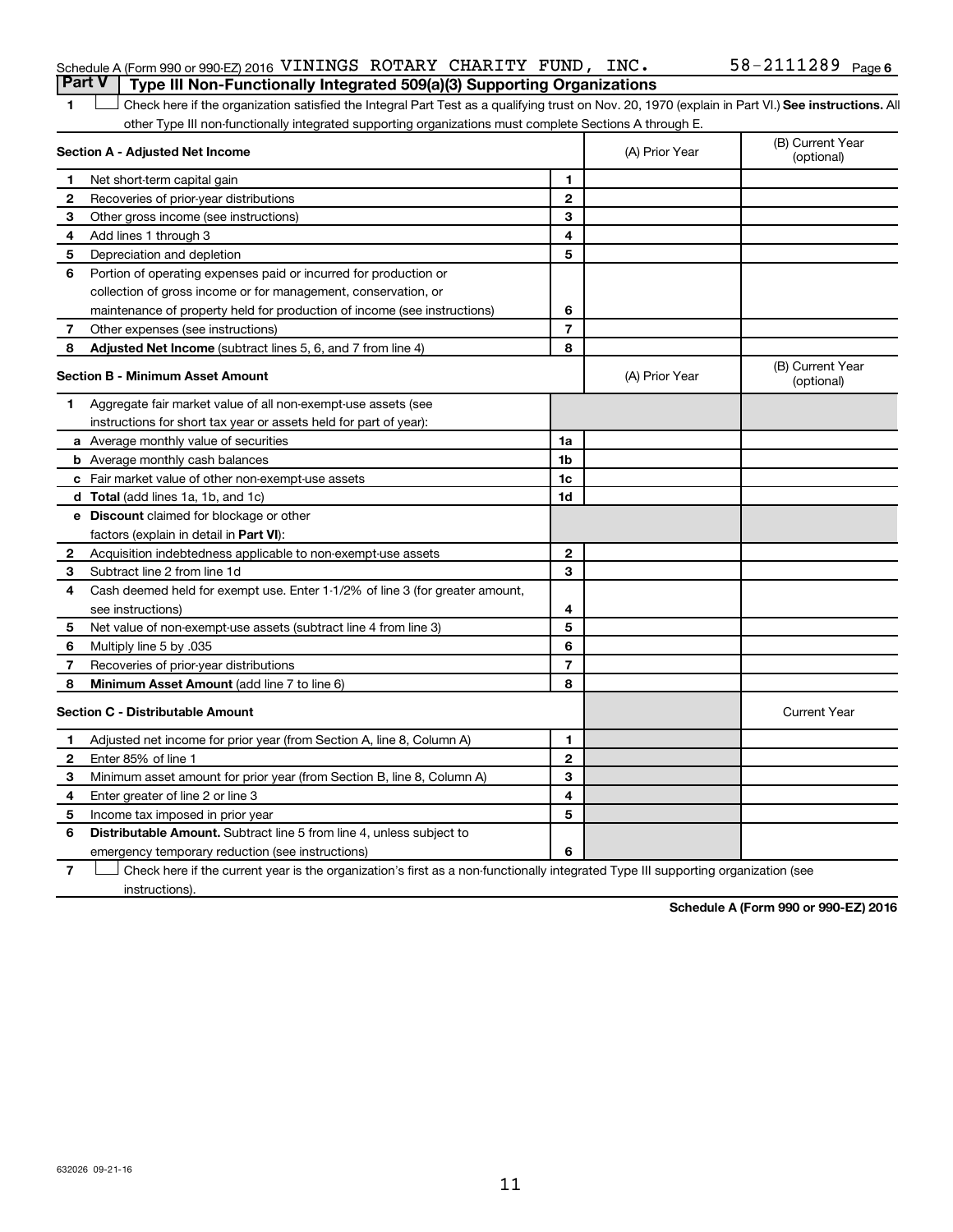Schedule A (Form 990 or 990-EZ) 2016 VININGS ROTARY CHARITY FUND, INC. 58-2111289 Page 6

## Part V Type III Non-Functionally Integrated 509(a)(3) Supporting Organizations

1 ☐ Check here if the organization satisfied the Integral Part Test as a qualifying trust on Nov. 20, 1970 (explain in Part VI.) **See instructions.** All other Type III non-functionally integrated supporting organizations must complete Sections A through E.

| **Section A - Adjusted Net Income** | | | (A) Prior Year | (B) Current Year (optional) |
|---|---|---|---|---|
| 1 | Net short-term capital gain | 1 | | |
| 2 | Recoveries of prior-year distributions | 2 | | |
| 3 | Other gross income (see instructions) | 3 | | |
| 4 | Add lines 1 through 3 | 4 | | |
| 5 | Depreciation and depletion | 5 | | |
| 6 | Portion of operating expenses paid or incurred for production or collection of gross income or for management, conservation, or maintenance of property held for production of income (see instructions) | 6 | | |
| 7 | Other expenses (see instructions) | 7 | | |
| 8 | **Adjusted Net Income** (subtract lines 5, 6, and 7 from line 4) | 8 | | |

| **Section B - Minimum Asset Amount** | | | (A) Prior Year | (B) Current Year (optional) |
|---|---|---|---|---|
| 1 | Aggregate fair market value of all non-exempt-use assets (see instructions for short tax year or assets held for part of year): | | | |
| a | Average monthly value of securities | 1a | | |
| b | Average monthly cash balances | 1b | | |
| c | Fair market value of other non-exempt-use assets | 1c | | |
| d | **Total** (add lines 1a, 1b, and 1c) | 1d | | |
| e | **Discount** claimed for blockage or other factors (explain in detail in **Part VI**): | | | |
| 2 | Acquisition indebtedness applicable to non-exempt-use assets | 2 | | |
| 3 | Subtract line 2 from line 1d | 3 | | |
| 4 | Cash deemed held for exempt use. Enter 1-1/2% of line 3 (for greater amount, see instructions) | 4 | | |
| 5 | Net value of non-exempt-use assets (subtract line 4 from line 3) | 5 | | |
| 6 | Multiply line 5 by .035 | 6 | | |
| 7 | Recoveries of prior-year distributions | 7 | | |
| 8 | **Minimum Asset Amount** (add line 7 to line 6) | 8 | | |

| **Section C - Distributable Amount** | | | | Current Year |
|---|---|---|---|---|
| 1 | Adjusted net income for prior year (from Section A, line 8, Column A) | 1 | | |
| 2 | Enter 85% of line 1 | 2 | | |
| 3 | Minimum asset amount for prior year (from Section B, line 8, Column A) | 3 | | |
| 4 | Enter greater of line 2 or line 3 | 4 | | |
| 5 | Income tax imposed in prior year | 5 | | |
| 6 | **Distributable Amount.** Subtract line 5 from line 4, unless subject to emergency temporary reduction (see instructions) | 6 | | |

7 ☐ Check here if the current year is the organization's first as a non-functionally integrated Type III supporting organization (see instructions).

**Schedule A (Form 990 or 990-EZ) 2016**

632026 09-21-16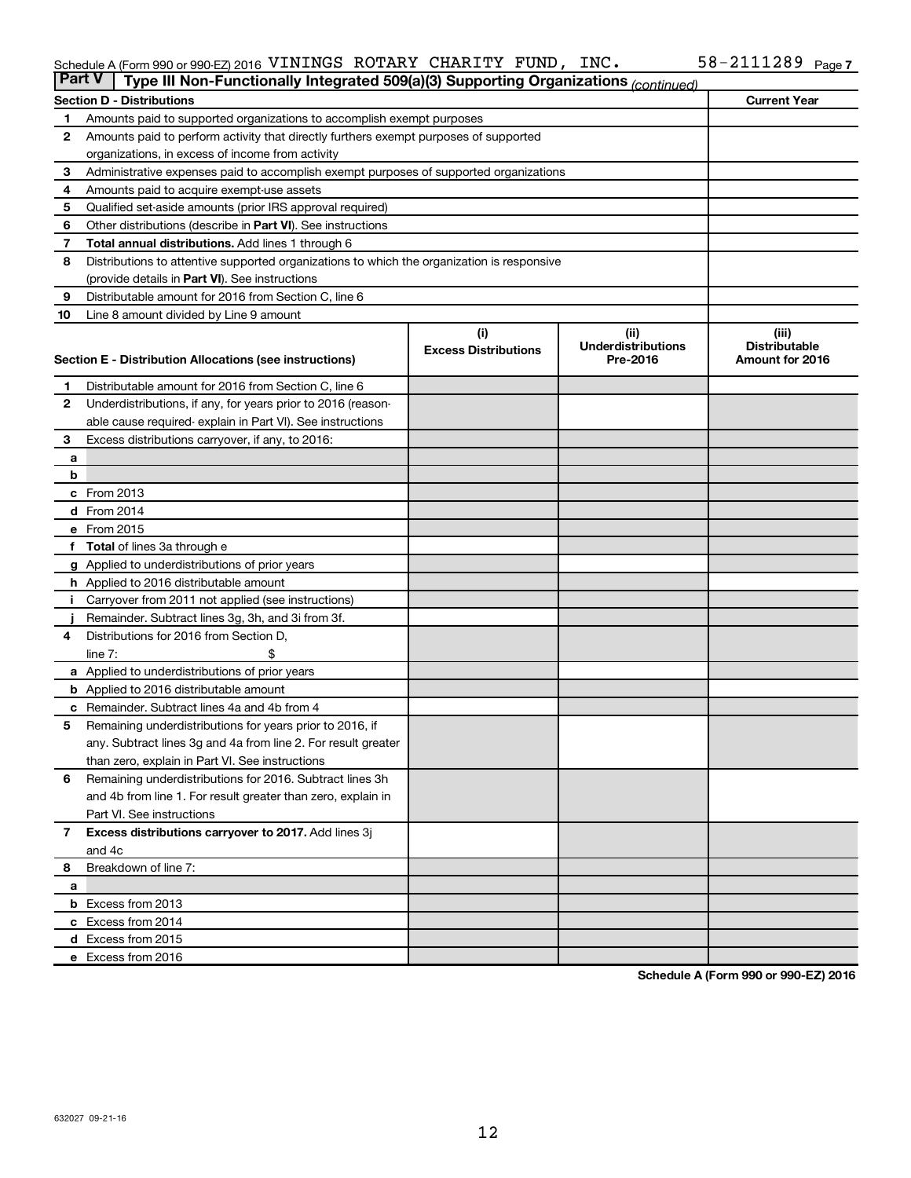Schedule A (Form 990 or 990-EZ) 2016 VININGS ROTARY CHARITY FUND, INC. 58-2111289 Page 7

## Part V Type III Non-Functionally Integrated 509(a)(3) Supporting Organizations *(continued)*

| | Section D - Distributions | Current Year |
|---|---|---|
| 1 | Amounts paid to supported organizations to accomplish exempt purposes | |
| 2 | Amounts paid to perform activity that directly furthers exempt purposes of supported organizations, in excess of income from activity | |
| 3 | Administrative expenses paid to accomplish exempt purposes of supported organizations | |
| 4 | Amounts paid to acquire exempt-use assets | |
| 5 | Qualified set-aside amounts (prior IRS approval required) | |
| 6 | Other distributions (describe in **Part VI**). See instructions | |
| 7 | **Total annual distributions.** Add lines 1 through 6 | |
| 8 | Distributions to attentive supported organizations to which the organization is responsive (provide details in **Part VI**). See instructions | |
| 9 | Distributable amount for 2016 from Section C, line 6 | |
| 10 | Line 8 amount divided by Line 9 amount | |

| | Section E - Distribution Allocations (see instructions) | (i) Excess Distributions | (ii) Underdistributions Pre-2016 | (iii) Distributable Amount for 2016 |
|---|---|---|---|---|
| 1 | Distributable amount for 2016 from Section C, line 6 | | | |
| 2 | Underdistributions, if any, for years prior to 2016 (reasonable cause required- explain in Part VI). See instructions | | | |
| 3 | Excess distributions carryover, if any, to 2016: | | | |
| a | | | | |
| b | | | | |
| c | From 2013 | | | |
| d | From 2014 | | | |
| e | From 2015 | | | |
| f | **Total** of lines 3a through e | | | |
| g | Applied to underdistributions of prior years | | | |
| h | Applied to 2016 distributable amount | | | |
| i | Carryover from 2011 not applied (see instructions) | | | |
| j | Remainder. Subtract lines 3g, 3h, and 3i from 3f. | | | |
| 4 | Distributions for 2016 from Section D, line 7: $ | | | |
| a | Applied to underdistributions of prior years | | | |
| b | Applied to 2016 distributable amount | | | |
| c | Remainder. Subtract lines 4a and 4b from 4 | | | |
| 5 | Remaining underdistributions for years prior to 2016, if any. Subtract lines 3g and 4a from line 2. For result greater than zero, explain in Part VI. See instructions | | | |
| 6 | Remaining underdistributions for 2016. Subtract lines 3h and 4b from line 1. For result greater than zero, explain in Part VI. See instructions | | | |
| 7 | **Excess distributions carryover to 2017.** Add lines 3j and 4c | | | |
| 8 | Breakdown of line 7: | | | |
| a | | | | |
| b | Excess from 2013 | | | |
| c | Excess from 2014 | | | |
| d | Excess from 2015 | | | |
| e | Excess from 2016 | | | |

**Schedule A (Form 990 or 990-EZ) 2016**

632027 09-21-16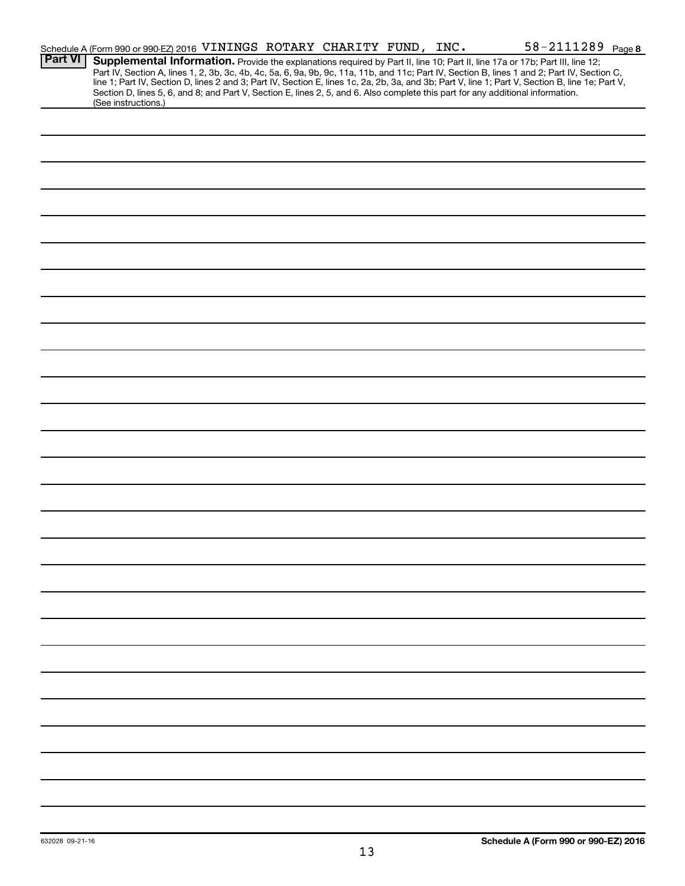Schedule A (Form 990 or 990-EZ) 2016 VININGS ROTARY CHARITY FUND, INC. 58-2111289 Page 8

**Part VI** **Supplemental Information.** Provide the explanations required by Part II, line 10; Part II, line 17a or 17b; Part III, line 12; Part IV, Section A, lines 1, 2, 3b, 3c, 4b, 4c, 5a, 6, 9a, 9b, 9c, 11a, 11b, and 11c; Part IV, Section B, lines 1 and 2; Part IV, Section C, line 1; Part IV, Section D, lines 2 and 3; Part IV, Section E, lines 1c, 2a, 2b, 3a, and 3b; Part V, line 1; Part V, Section B, line 1e; Part V, Section D, lines 5, 6, and 8; and Part V, Section E, lines 2, 5, and 6. Also complete this part for any additional information. (See instructions.)

632028 09-21-16

**Schedule A (Form 990 or 990-EZ) 2016**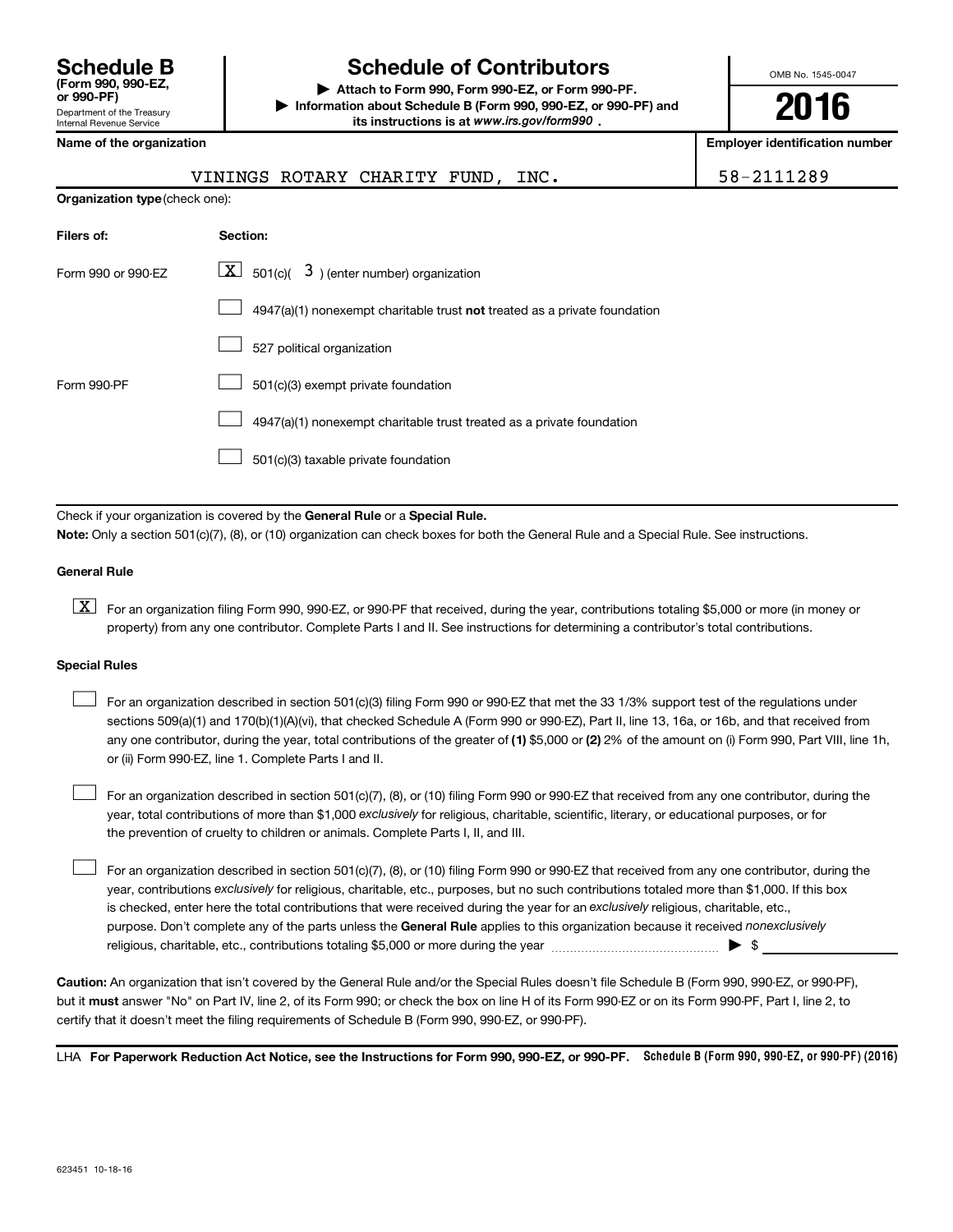# Schedule B (Form 990, 990-EZ, or 990-PF)

Department of the Treasury
Internal Revenue Service

## Schedule of Contributors

▶ **Attach to Form 990, Form 990-EZ, or Form 990-PF.**
▶ **Information about Schedule B (Form 990, 990-EZ, or 990-PF) and its instructions is at *www.irs.gov/form990*.**

OMB No. 1545-0047

**2016**

**Name of the organization**: VININGS ROTARY CHARITY FUND, INC.

**Employer identification number**: 58-2111289

**Organization type** (check one):

| Filers of: | Section: |
|---|---|
| Form 990 or 990-EZ | [X] 501(c)( 3 ) (enter number) organization |
| | [ ] 4947(a)(1) nonexempt charitable trust **not** treated as a private foundation |
| | [ ] 527 political organization |
| Form 990-PF | [ ] 501(c)(3) exempt private foundation |
| | [ ] 4947(a)(1) nonexempt charitable trust treated as a private foundation |
| | [ ] 501(c)(3) taxable private foundation |

Check if your organization is covered by the **General Rule** or a **Special Rule.**

**Note:** Only a section 501(c)(7), (8), or (10) organization can check boxes for both the General Rule and a Special Rule. See instructions.

### General Rule

[X] For an organization filing Form 990, 990-EZ, or 990-PF that received, during the year, contributions totaling $5,000 or more (in money or property) from any one contributor. Complete Parts I and II. See instructions for determining a contributor's total contributions.

### Special Rules

[ ] For an organization described in section 501(c)(3) filing Form 990 or 990-EZ that met the 33 1/3% support test of the regulations under sections 509(a)(1) and 170(b)(1)(A)(vi), that checked Schedule A (Form 990 or 990-EZ), Part II, line 13, 16a, or 16b, and that received from any one contributor, during the year, total contributions of the greater of **(1)** $5,000 or **(2)** 2% of the amount on (i) Form 990, Part VIII, line 1h, or (ii) Form 990-EZ, line 1. Complete Parts I and II.

[ ] For an organization described in section 501(c)(7), (8), or (10) filing Form 990 or 990-EZ that received from any one contributor, during the year, total contributions of more than $1,000 *exclusively* for religious, charitable, scientific, literary, or educational purposes, or for the prevention of cruelty to children or animals. Complete Parts I, II, and III.

[ ] For an organization described in section 501(c)(7), (8), or (10) filing Form 990 or 990-EZ that received from any one contributor, during the year, contributions *exclusively* for religious, charitable, etc., purposes, but no such contributions totaled more than $1,000. If this box is checked, enter here the total contributions that were received during the year for an *exclusively* religious, charitable, etc., purpose. Don't complete any of the parts unless the **General Rule** applies to this organization because it received *nonexclusively* religious, charitable, etc., contributions totaling $5,000 or more during the year ▶ $

**Caution:** An organization that isn't covered by the General Rule and/or the Special Rules doesn't file Schedule B (Form 990, 990-EZ, or 990-PF), but it **must** answer "No" on Part IV, line 2, of its Form 990; or check the box on line H of its Form 990-EZ or on its Form 990-PF, Part I, line 2, to certify that it doesn't meet the filing requirements of Schedule B (Form 990, 990-EZ, or 990-PF).

LHA **For Paperwork Reduction Act Notice, see the Instructions for Form 990, 990-EZ, or 990-PF.** **Schedule B (Form 990, 990-EZ, or 990-PF) (2016)**

623451 10-18-16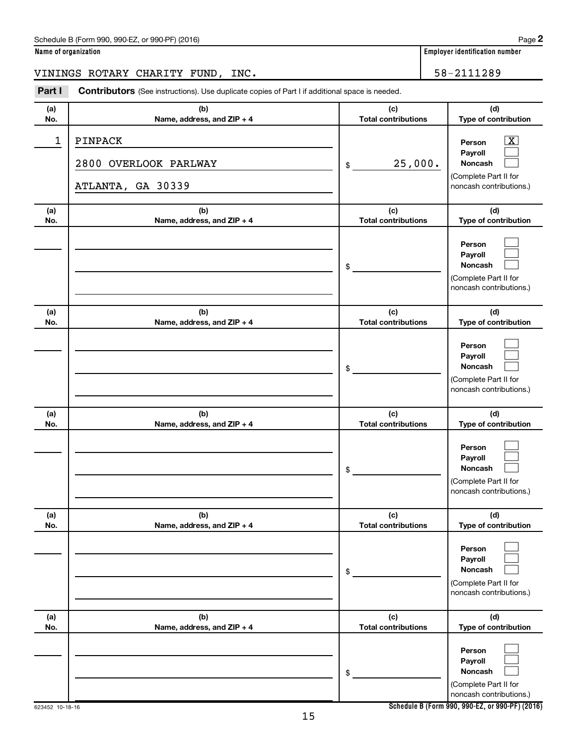Schedule B (Form 990, 990-EZ, or 990-PF) (2016) Page **2**

**Name of organization** | **Employer identification number**

VININGS ROTARY CHARITY FUND, INC. | 58-2111289

**Part I** **Contributors** (See instructions). Use duplicate copies of Part I if additional space is needed.

| (a) No. | (b) Name, address, and ZIP + 4 | (c) Total contributions | (d) Type of contribution |
|---|---|---|---|
| 1 | PINPACK<br>2800 OVERLOOK PARLWAY<br>ATLANTA, GA 30339 | $ 25,000. | Person [X]<br>Payroll [ ]<br>Noncash [ ]<br>(Complete Part II for noncash contributions.) |
| | | $ | Person [ ]<br>Payroll [ ]<br>Noncash [ ]<br>(Complete Part II for noncash contributions.) |
| | | $ | Person [ ]<br>Payroll [ ]<br>Noncash [ ]<br>(Complete Part II for noncash contributions.) |
| | | $ | Person [ ]<br>Payroll [ ]<br>Noncash [ ]<br>(Complete Part II for noncash contributions.) |
| | | $ | Person [ ]<br>Payroll [ ]<br>Noncash [ ]<br>(Complete Part II for noncash contributions.) |
| | | $ | Person [ ]<br>Payroll [ ]<br>Noncash [ ]<br>(Complete Part II for noncash contributions.) |

623452 10-18-16 **Schedule B (Form 990, 990-EZ, or 990-PF) (2016)**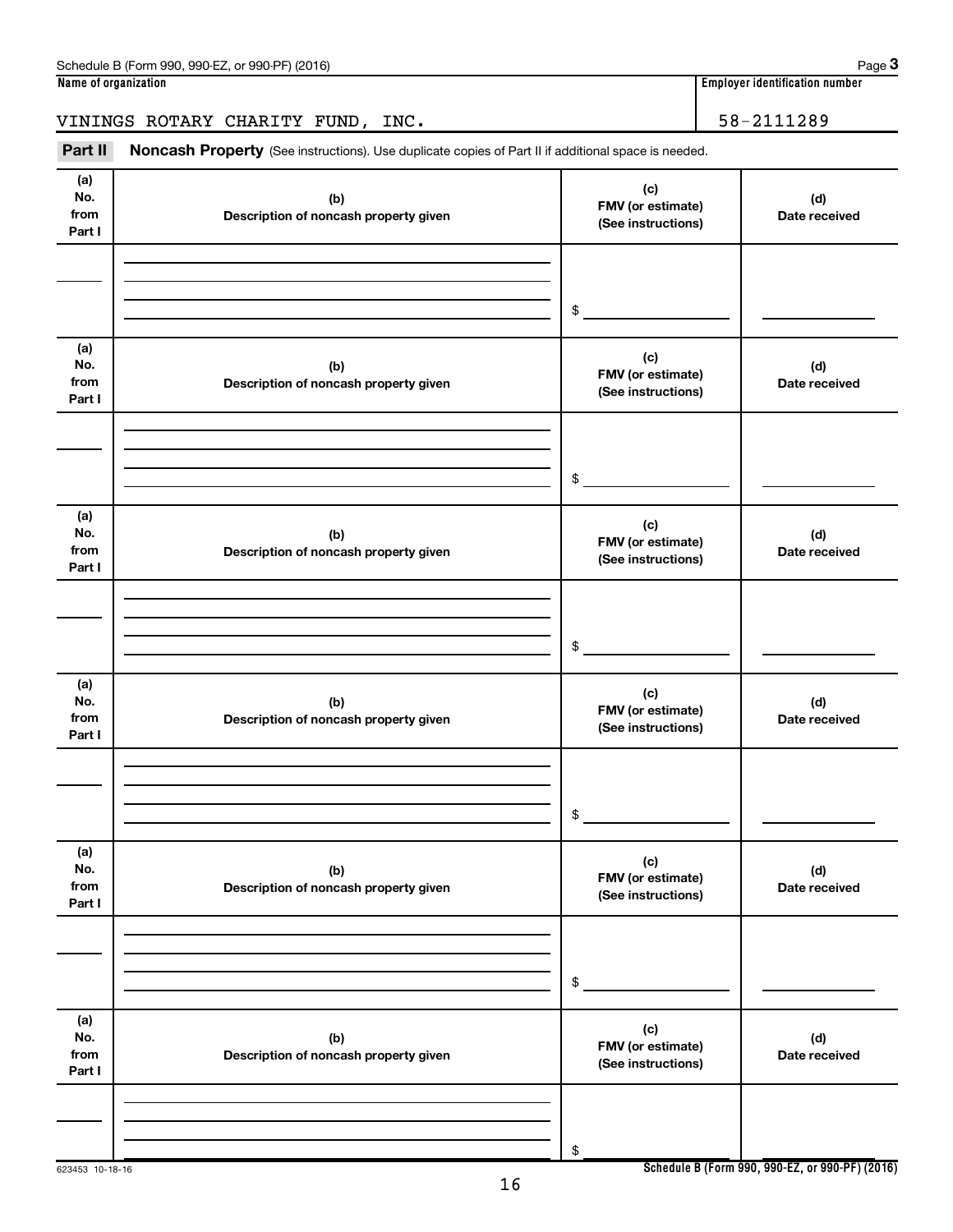Schedule B (Form 990, 990-EZ, or 990-PF) (2016) Page **3**

**Name of organization** | **Employer identification number**

VININGS ROTARY CHARITY FUND, INC. | 58-2111289

**Part II** **Noncash Property** (See instructions). Use duplicate copies of Part II if additional space is needed.

| (a) No. from Part I | (b) Description of noncash property given | (c) FMV (or estimate) (See instructions) | (d) Date received |
|---|---|---|---|
| | | $ | |

| (a) No. from Part I | (b) Description of noncash property given | (c) FMV (or estimate) (See instructions) | (d) Date received |
|---|---|---|---|
| | | $ | |

| (a) No. from Part I | (b) Description of noncash property given | (c) FMV (or estimate) (See instructions) | (d) Date received |
|---|---|---|---|
| | | $ | |

| (a) No. from Part I | (b) Description of noncash property given | (c) FMV (or estimate) (See instructions) | (d) Date received |
|---|---|---|---|
| | | $ | |

| (a) No. from Part I | (b) Description of noncash property given | (c) FMV (or estimate) (See instructions) | (d) Date received |
|---|---|---|---|
| | | $ | |

| (a) No. from Part I | (b) Description of noncash property given | (c) FMV (or estimate) (See instructions) | (d) Date received |
|---|---|---|---|
| | | $ | |

623453 10-18-16 **Schedule B (Form 990, 990-EZ, or 990-PF) (2016)**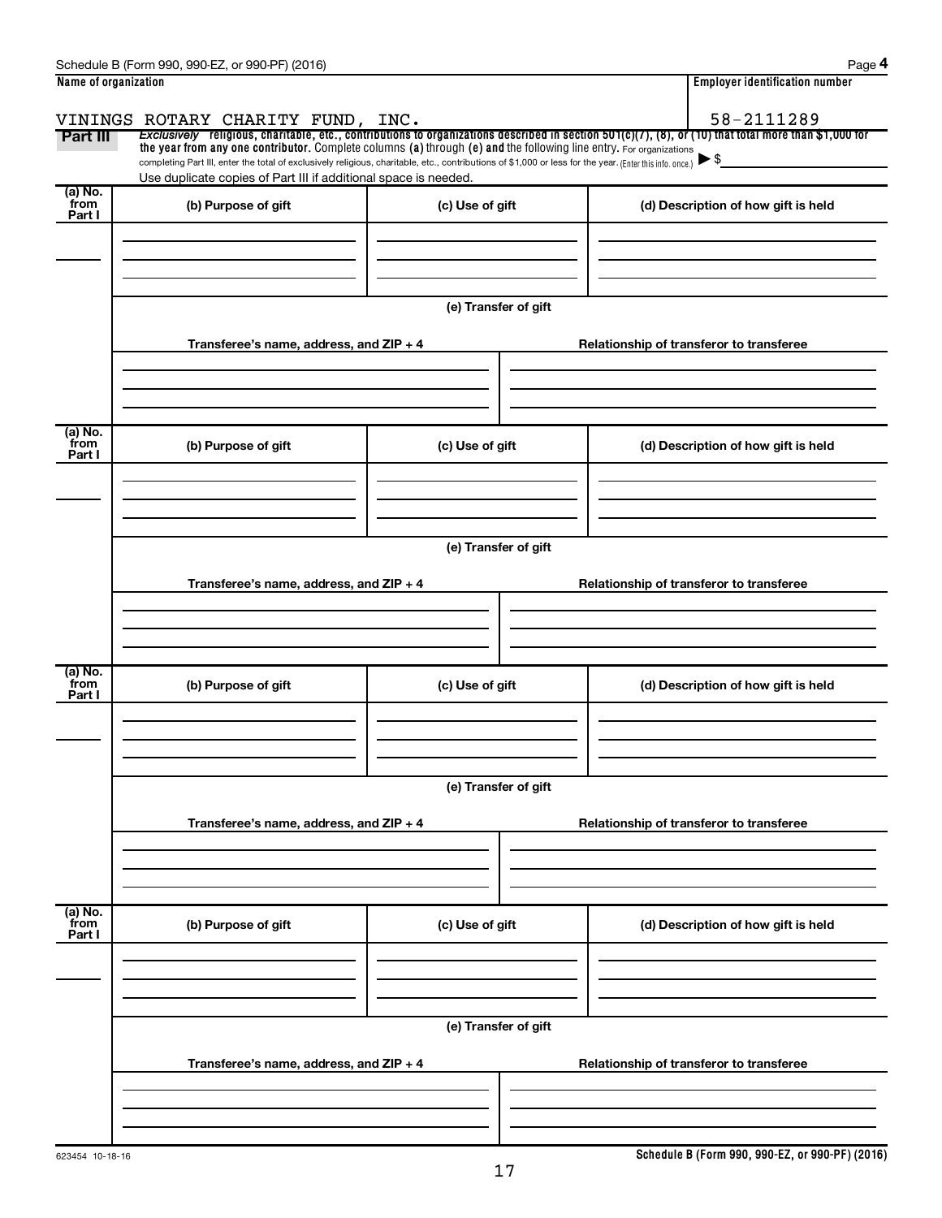Schedule B (Form 990, 990-EZ, or 990-PF) (2016) Page **4**

**Name of organization**

VININGS ROTARY CHARITY FUND, INC.

**Employer identification number**

58-2111289

**Part III** *Exclusively* religious, charitable, etc., contributions to organizations described in section 501(c)(7), (8), or (10) that total more than $1,000 for the year from any one contributor. Complete columns (a) through (e) and the following line entry. For organizations completing Part III, enter the total of exclusively religious, charitable, etc., contributions of $1,000 or less for the year. (Enter this info. once.) ▶ $

Use duplicate copies of Part III if additional space is needed.

| (a) No. from Part I | (b) Purpose of gift | (c) Use of gift | (d) Description of how gift is held |
|---|---|---|---|
| | | | |

(e) Transfer of gift

| Transferee's name, address, and ZIP + 4 | Relationship of transferor to transferee |
|---|---|
| | |

| (a) No. from Part I | (b) Purpose of gift | (c) Use of gift | (d) Description of how gift is held |
|---|---|---|---|
| | | | |

(e) Transfer of gift

| Transferee's name, address, and ZIP + 4 | Relationship of transferor to transferee |
|---|---|
| | |

| (a) No. from Part I | (b) Purpose of gift | (c) Use of gift | (d) Description of how gift is held |
|---|---|---|---|
| | | | |

(e) Transfer of gift

| Transferee's name, address, and ZIP + 4 | Relationship of transferor to transferee |
|---|---|
| | |

| (a) No. from Part I | (b) Purpose of gift | (c) Use of gift | (d) Description of how gift is held |
|---|---|---|---|
| | | | |

(e) Transfer of gift

| Transferee's name, address, and ZIP + 4 | Relationship of transferor to transferee |
|---|---|
| | |

623454 10-18-16

**Schedule B (Form 990, 990-EZ, or 990-PF) (2016)**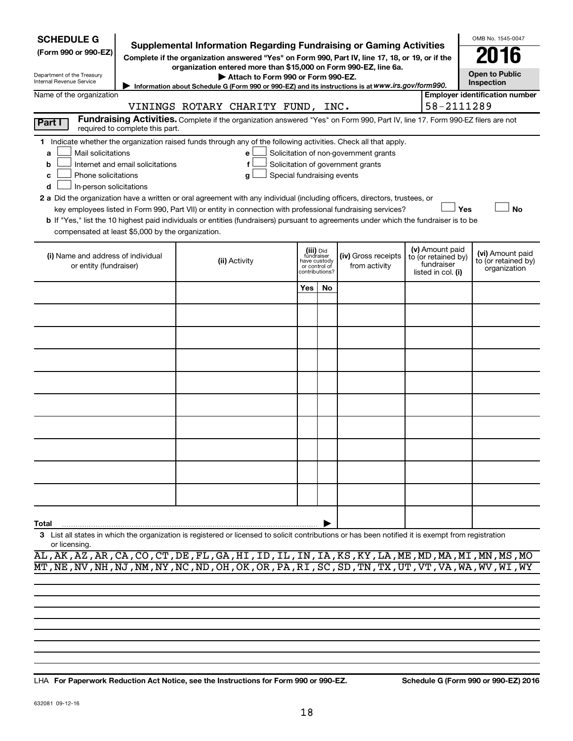**SCHEDULE G**
**(Form 990 or 990-EZ)**

Department of the Treasury
Internal Revenue Service

# Supplemental Information Regarding Fundraising or Gaming Activities

**Complete if the organization answered "Yes" on Form 990, Part IV, line 17, 18, or 19, or if the organization entered more than $15,000 on Form 990-EZ, line 6a.**

▶ **Attach to Form 990 or Form 990-EZ.**

▶ Information about Schedule G (Form 990 or 990-EZ) and its instructions is at *www.irs.gov/form990.*

OMB No. 1545-0047

**2016**

**Open to Public Inspection**

Name of the organization: VININGS ROTARY CHARITY FUND, INC.

**Employer identification number:** 58-2111289

**Part I** **Fundraising Activities.** Complete if the organization answered "Yes" on Form 990, Part IV, line 17. Form 990-EZ filers are not required to complete this part.

**1** Indicate whether the organization raised funds through any of the following activities. Check all that apply.

- **a** ☐ Mail solicitations
- **b** ☐ Internet and email solicitations
- **c** ☐ Phone solicitations
- **d** ☐ In-person solicitations
- **e** ☐ Solicitation of non-government grants
- **f** ☐ Solicitation of government grants
- **g** ☐ Special fundraising events

**2 a** Did the organization have a written or oral agreement with any individual (including officers, directors, trustees, or key employees listed in Form 990, Part VII) or entity in connection with professional fundraising services? ☐ **Yes** ☐ **No**

**b** If "Yes," list the 10 highest paid individuals or entities (fundraisers) pursuant to agreements under which the fundraiser is to be compensated at least $5,000 by the organization.

| (i) Name and address of individual or entity (fundraiser) | (ii) Activity | (iii) Did fundraiser have custody or control of contributions? | | (iv) Gross receipts from activity | (v) Amount paid to (or retained by) fundraiser listed in col. (i) | (vi) Amount paid to (or retained by) organization |
|---|---|---|---|---|---|---|
| | | Yes | No | | | |
| | | | | | | |
| | | | | | | |
| | | | | | | |
| | | | | | | |
| | | | | | | |
| | | | | | | |
| | | | | | | |
| | | | | | | |
| | | | | | | |
| | | | | | | |
| **Total** ▶ | | | | | | |

**3** List all states in which the organization is registered or licensed to solicit contributions or has been notified it is exempt from registration or licensing.

AL,AK,AZ,AR,CA,CO,CT,DE,FL,GA,HI,ID,IL,IN,IA,KS,KY,LA,ME,MD,MA,MI,MN,MS,MO
MT,NE,NV,NH,NJ,NM,NY,NC,ND,OH,OK,OR,PA,RI,SC,SD,TN,TX,UT,VT,VA,WA,WV,WI,WY

LHA **For Paperwork Reduction Act Notice, see the Instructions for Form 990 or 990-EZ.** **Schedule G (Form 990 or 990-EZ) 2016**

632081 09-12-16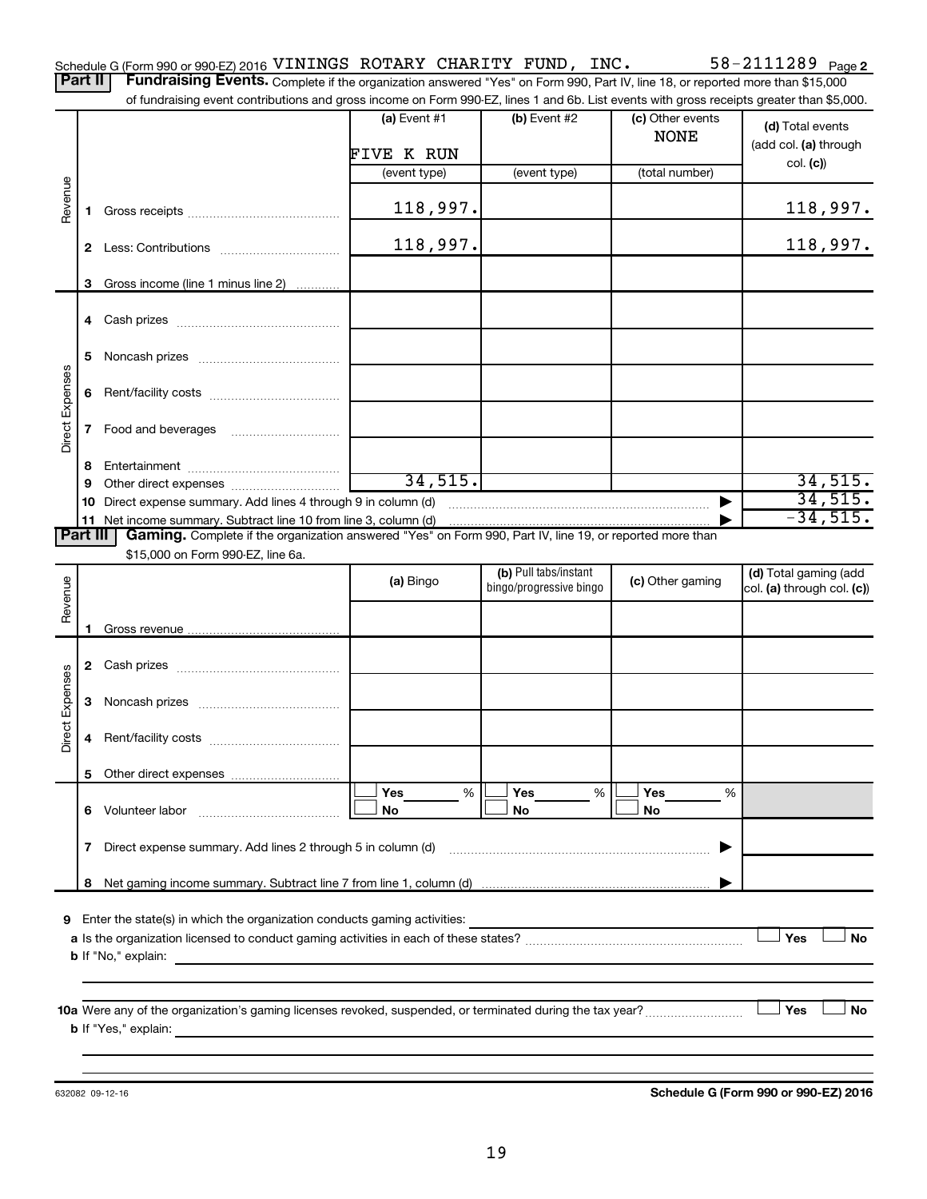Schedule G (Form 990 or 990-EZ) 2016 VININGS ROTARY CHARITY FUND, INC. 58-2111289 Page 2

**Part II** **Fundraising Events.** Complete if the organization answered "Yes" on Form 990, Part IV, line 18, or reported more than $15,000 of fundraising event contributions and gross income on Form 990-EZ, lines 1 and 6b. List events with gross receipts greater than $5,000.

| | | (a) Event #1<br>FIVE K RUN<br>(event type) | (b) Event #2<br>(event type) | (c) Other events<br>NONE<br>(total number) | (d) Total events (add col. (a) through col. (c)) |
|---|---|---|---|---|---|
| Revenue | 1 Gross receipts | 118,997. | | | 118,997. |
| | 2 Less: Contributions | 118,997. | | | 118,997. |
| | 3 Gross income (line 1 minus line 2) | | | | |
| Direct Expenses | 4 Cash prizes | | | | |
| | 5 Noncash prizes | | | | |
| | 6 Rent/facility costs | | | | |
| | 7 Food and beverages | | | | |
| | 8 Entertainment | | | | |
| | 9 Other direct expenses | 34,515. | | | 34,515. |
| | 10 Direct expense summary. Add lines 4 through 9 in column (d) | | | | 34,515. |
| | 11 Net income summary. Subtract line 10 from line 3, column (d) | | | | -34,515. |

**Part III** **Gaming.** Complete if the organization answered "Yes" on Form 990, Part IV, line 19, or reported more than $15,000 on Form 990-EZ, line 6a.

| | | (a) Bingo | (b) Pull tabs/instant bingo/progressive bingo | (c) Other gaming | (d) Total gaming (add col. (a) through col. (c)) |
|---|---|---|---|---|---|
| Revenue | 1 Gross revenue | | | | |
| Direct Expenses | 2 Cash prizes | | | | |
| | 3 Noncash prizes | | | | |
| | 4 Rent/facility costs | | | | |
| | 5 Other direct expenses | | | | |
| | 6 Volunteer labor | Yes ___ %<br>No | Yes ___ %<br>No | Yes ___ %<br>No | |
| | 7 Direct expense summary. Add lines 2 through 5 in column (d) | | | | |
| | 8 Net gaming income summary. Subtract line 7 from line 1, column (d) | | | | |

9 Enter the state(s) in which the organization conducts gaming activities:

a Is the organization licensed to conduct gaming activities in each of these states? Yes No

b If "No," explain:

10a Were any of the organization's gaming licenses revoked, suspended, or terminated during the tax year? Yes No

b If "Yes," explain:

632082 09-12-16 **Schedule G (Form 990 or 990-EZ) 2016**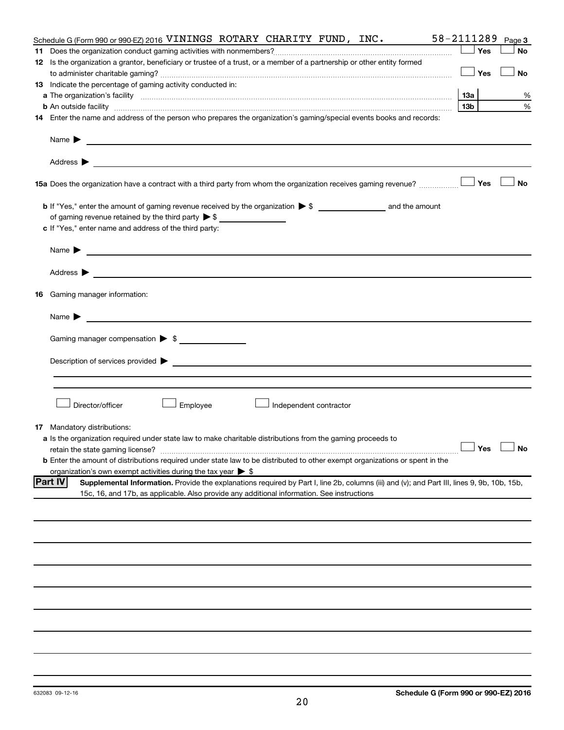Schedule G (Form 990 or 990-EZ) 2016 VININGS ROTARY CHARITY FUND, INC. 58-2111289 Page 3

**11** Does the organization conduct gaming activities with nonmembers? ☐ Yes ☐ No

**12** Is the organization a grantor, beneficiary or trustee of a trust, or a member of a partnership or other entity formed to administer charitable gaming? ☐ Yes ☐ No

**13** Indicate the percentage of gaming activity conducted in:

**a** The organization's facility **13a** %

**b** An outside facility **13b** %

**14** Enter the name and address of the person who prepares the organization's gaming/special events books and records:

Name ▶

Address ▶

**15a** Does the organization have a contract with a third party from whom the organization receives gaming revenue? ☐ Yes ☐ No

**b** If "Yes," enter the amount of gaming revenue received by the organization ▶ $ ______ and the amount of gaming revenue retained by the third party ▶ $ ______

**c** If "Yes," enter name and address of the third party:

Name ▶

Address ▶

**16** Gaming manager information:

Name ▶

Gaming manager compensation ▶ $

Description of services provided ▶

☐ Director/officer ☐ Employee ☐ Independent contractor

**17** Mandatory distributions:

**a** Is the organization required under state law to make charitable distributions from the gaming proceeds to retain the state gaming license? ☐ Yes ☐ No

**b** Enter the amount of distributions required under state law to be distributed to other exempt organizations or spent in the organization's own exempt activities during the tax year ▶ $

**Part IV** **Supplemental Information.** Provide the explanations required by Part I, line 2b, columns (iii) and (v); and Part III, lines 9, 9b, 10b, 15b, 15c, 16, and 17b, as applicable. Also provide any additional information. See instructions

632083 09-12-16 **Schedule G (Form 990 or 990-EZ) 2016**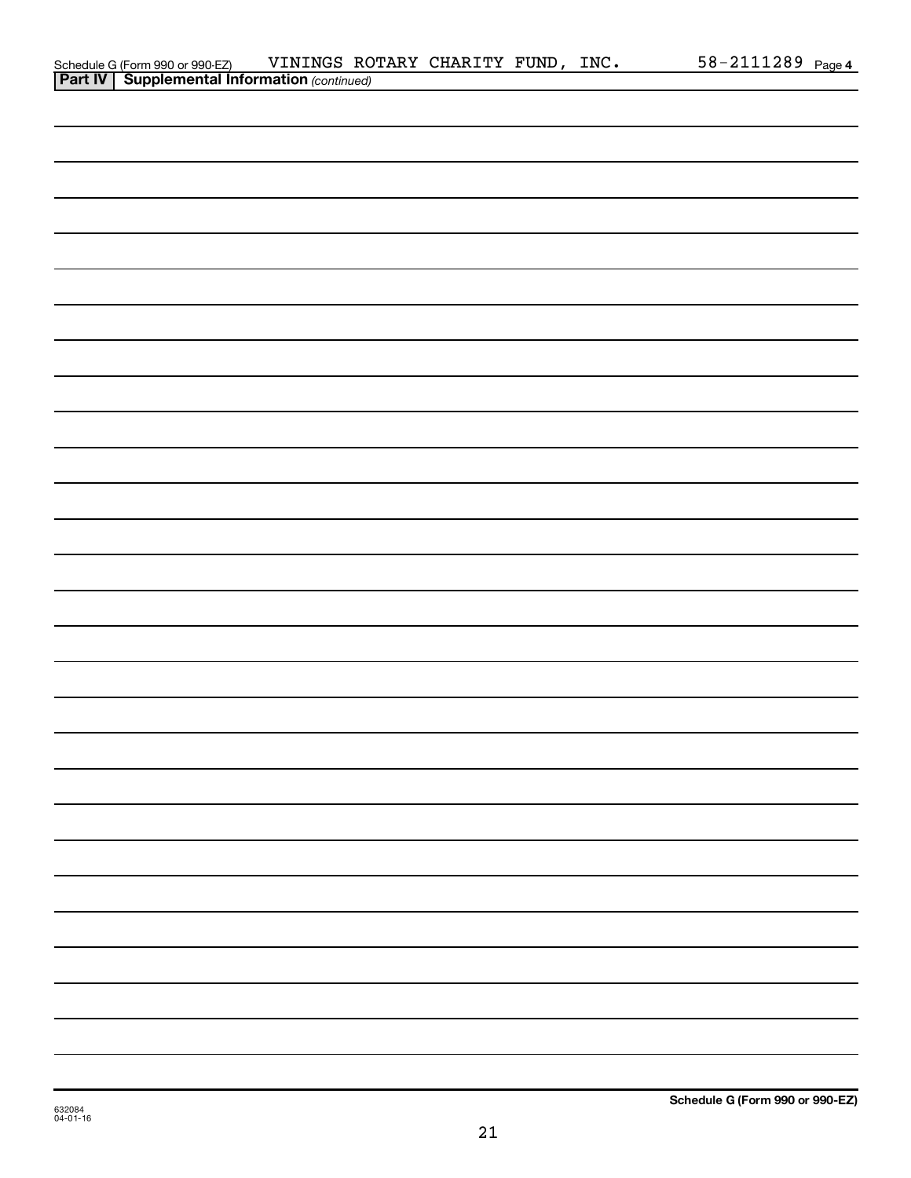Schedule G (Form 990 or 990-EZ) VININGS ROTARY CHARITY FUND, INC. 58-2111289 Page **4**

**Part IV | Supplemental Information** *(continued)*

632084
04-01-16

**Schedule G (Form 990 or 990-EZ)**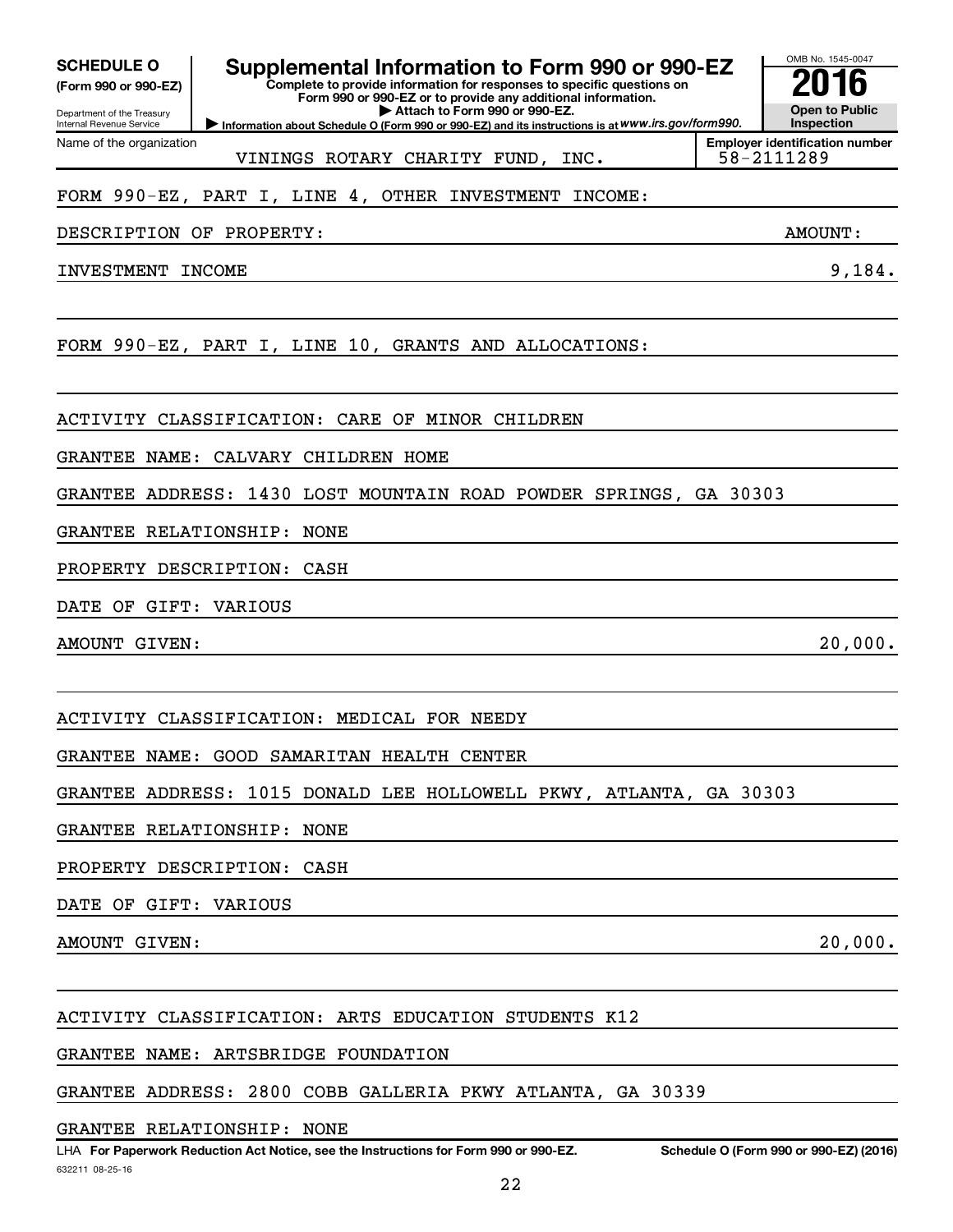**SCHEDULE O**
**(Form 990 or 990-EZ)**

Department of the Treasury
Internal Revenue Service

# Supplemental Information to Form 990 or 990-EZ

**Complete to provide information for responses to specific questions on Form 990 or 990-EZ or to provide any additional information.**
**▶ Attach to Form 990 or 990-EZ.**
**▶ Information about Schedule O (Form 990 or 990-EZ) and its instructions is at** ***www.irs.gov/form990.***

OMB No. 1545-0047
**2016**
**Open to Public Inspection**

Name of the organization: VININGS ROTARY CHARITY FUND, INC.
**Employer identification number:** 58-2111289

FORM 990-EZ, PART I, LINE 4, OTHER INVESTMENT INCOME:

| DESCRIPTION OF PROPERTY: | AMOUNT: |
|---|---|
| INVESTMENT INCOME | 9,184. |

FORM 990-EZ, PART I, LINE 10, GRANTS AND ALLOCATIONS:

ACTIVITY CLASSIFICATION: CARE OF MINOR CHILDREN

GRANTEE NAME: CALVARY CHILDREN HOME

GRANTEE ADDRESS: 1430 LOST MOUNTAIN ROAD POWDER SPRINGS, GA 30303

GRANTEE RELATIONSHIP: NONE

PROPERTY DESCRIPTION: CASH

DATE OF GIFT: VARIOUS

AMOUNT GIVEN: 20,000.

ACTIVITY CLASSIFICATION: MEDICAL FOR NEEDY

GRANTEE NAME: GOOD SAMARITAN HEALTH CENTER

GRANTEE ADDRESS: 1015 DONALD LEE HOLLOWELL PKWY, ATLANTA, GA 30303

GRANTEE RELATIONSHIP: NONE

PROPERTY DESCRIPTION: CASH

DATE OF GIFT: VARIOUS

AMOUNT GIVEN: 20,000.

ACTIVITY CLASSIFICATION: ARTS EDUCATION STUDENTS K12

GRANTEE NAME: ARTSBRIDGE FOUNDATION

GRANTEE ADDRESS: 2800 COBB GALLERIA PKWY ATLANTA, GA 30339

GRANTEE RELATIONSHIP: NONE

LHA **For Paperwork Reduction Act Notice, see the Instructions for Form 990 or 990-EZ.** **Schedule O (Form 990 or 990-EZ) (2016)**

632211 08-25-16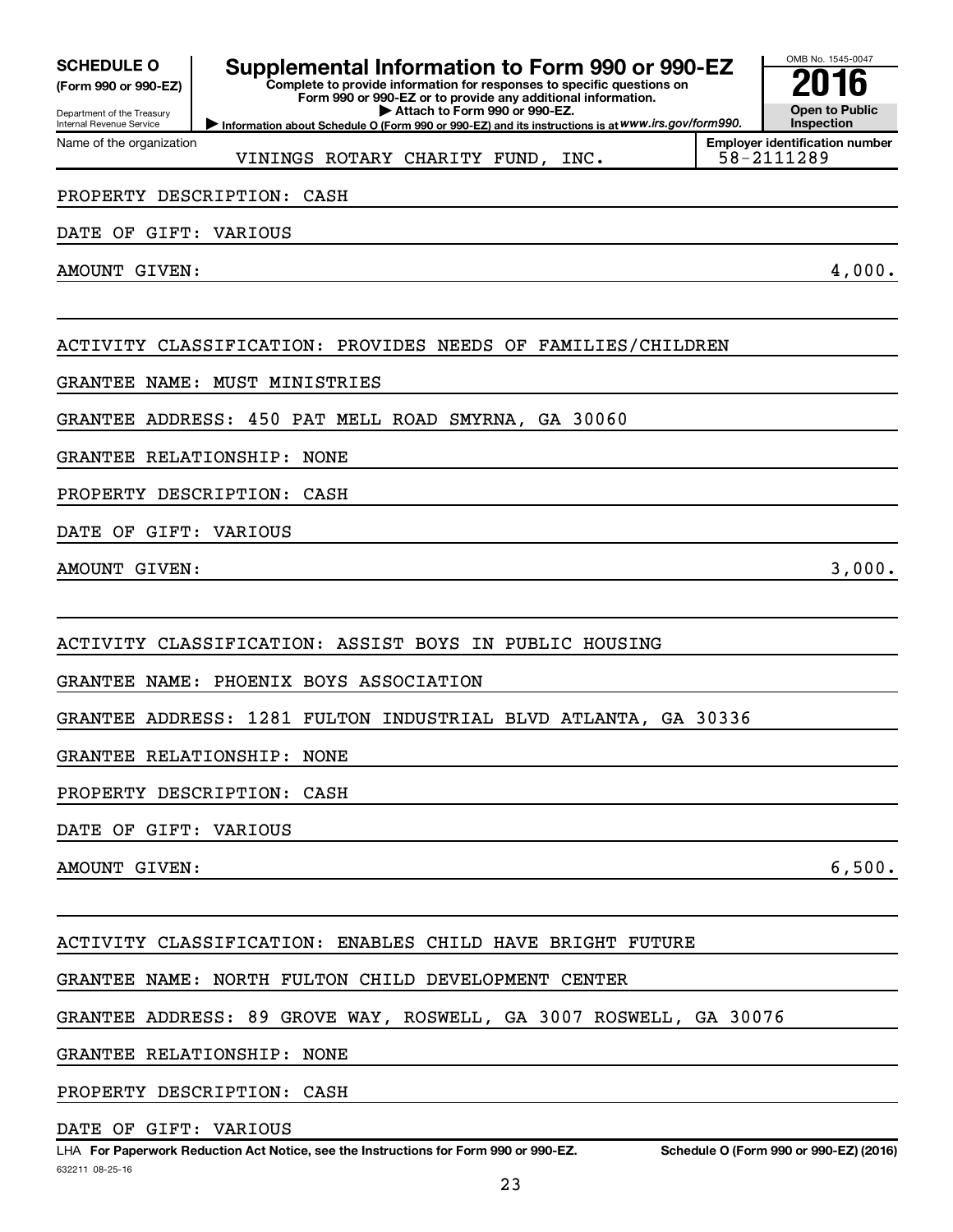**SCHEDULE O** (Form 990 or 990-EZ)

Department of the Treasury
Internal Revenue Service

# Supplemental Information to Form 990 or 990-EZ

**Complete to provide information for responses to specific questions on Form 990 or 990-EZ or to provide any additional information.**
**▶ Attach to Form 990 or 990-EZ.**
**▶ Information about Schedule O (Form 990 or 990-EZ) and its instructions is at** *www.irs.gov/form990.*

OMB No. 1545-0047

**2016**

**Open to Public Inspection**

Name of the organization: VININGS ROTARY CHARITY FUND, INC.

Employer identification number: 58-2111289

PROPERTY DESCRIPTION: CASH

DATE OF GIFT: VARIOUS

AMOUNT GIVEN: 4,000.

ACTIVITY CLASSIFICATION: PROVIDES NEEDS OF FAMILIES/CHILDREN

GRANTEE NAME: MUST MINISTRIES

GRANTEE ADDRESS: 450 PAT MELL ROAD SMYRNA, GA 30060

GRANTEE RELATIONSHIP: NONE

PROPERTY DESCRIPTION: CASH

DATE OF GIFT: VARIOUS

AMOUNT GIVEN: 3,000.

ACTIVITY CLASSIFICATION: ASSIST BOYS IN PUBLIC HOUSING

GRANTEE NAME: PHOENIX BOYS ASSOCIATION

GRANTEE ADDRESS: 1281 FULTON INDUSTRIAL BLVD ATLANTA, GA 30336

GRANTEE RELATIONSHIP: NONE

PROPERTY DESCRIPTION: CASH

DATE OF GIFT: VARIOUS

AMOUNT GIVEN: 6,500.

ACTIVITY CLASSIFICATION: ENABLES CHILD HAVE BRIGHT FUTURE

GRANTEE NAME: NORTH FULTON CHILD DEVELOPMENT CENTER

GRANTEE ADDRESS: 89 GROVE WAY, ROSWELL, GA 3007 ROSWELL, GA 30076

GRANTEE RELATIONSHIP: NONE

PROPERTY DESCRIPTION: CASH

DATE OF GIFT: VARIOUS

LHA **For Paperwork Reduction Act Notice, see the Instructions for Form 990 or 990-EZ.** **Schedule O (Form 990 or 990-EZ) (2016)**

632211 08-25-16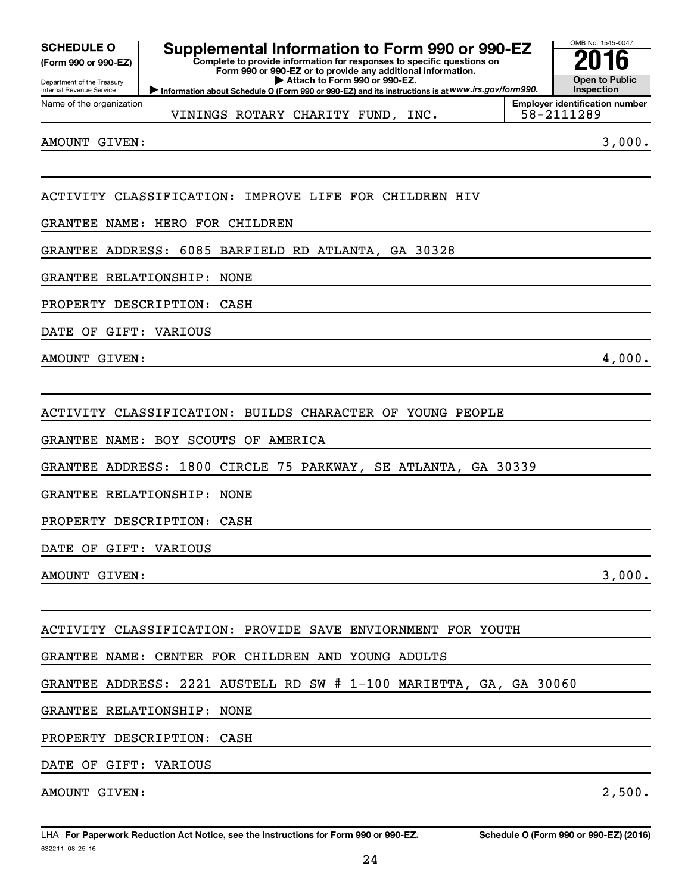**SCHEDULE O**
**(Form 990 or 990-EZ)**

Department of the Treasury
Internal Revenue Service

# Supplemental Information to Form 990 or 990-EZ

**Complete to provide information for responses to specific questions on Form 990 or 990-EZ or to provide any additional information.**
**▶ Attach to Form 990 or 990-EZ.**
**▶ Information about Schedule O (Form 990 or 990-EZ) and its instructions is at** ***www.irs.gov/form990.***

OMB No. 1545-0047
**2016**
**Open to Public Inspection**

Name of the organization: VININGS ROTARY CHARITY FUND, INC.
**Employer identification number:** 58-2111289

AMOUNT GIVEN: 3,000.

ACTIVITY CLASSIFICATION: IMPROVE LIFE FOR CHILDREN HIV

GRANTEE NAME: HERO FOR CHILDREN

GRANTEE ADDRESS: 6085 BARFIELD RD ATLANTA, GA 30328

GRANTEE RELATIONSHIP: NONE

PROPERTY DESCRIPTION: CASH

DATE OF GIFT: VARIOUS

AMOUNT GIVEN: 4,000.

ACTIVITY CLASSIFICATION: BUILDS CHARACTER OF YOUNG PEOPLE

GRANTEE NAME: BOY SCOUTS OF AMERICA

GRANTEE ADDRESS: 1800 CIRCLE 75 PARKWAY, SE ATLANTA, GA 30339

GRANTEE RELATIONSHIP: NONE

PROPERTY DESCRIPTION: CASH

DATE OF GIFT: VARIOUS

AMOUNT GIVEN: 3,000.

ACTIVITY CLASSIFICATION: PROVIDE SAVE ENVIORNMENT FOR YOUTH

GRANTEE NAME: CENTER FOR CHILDREN AND YOUNG ADULTS

GRANTEE ADDRESS: 2221 AUSTELL RD SW # 1-100 MARIETTA, GA, GA 30060

GRANTEE RELATIONSHIP: NONE

PROPERTY DESCRIPTION: CASH

DATE OF GIFT: VARIOUS

AMOUNT GIVEN: 2,500.

LHA **For Paperwork Reduction Act Notice, see the Instructions for Form 990 or 990-EZ.** **Schedule O (Form 990 or 990-EZ) (2016)**
632211 08-25-16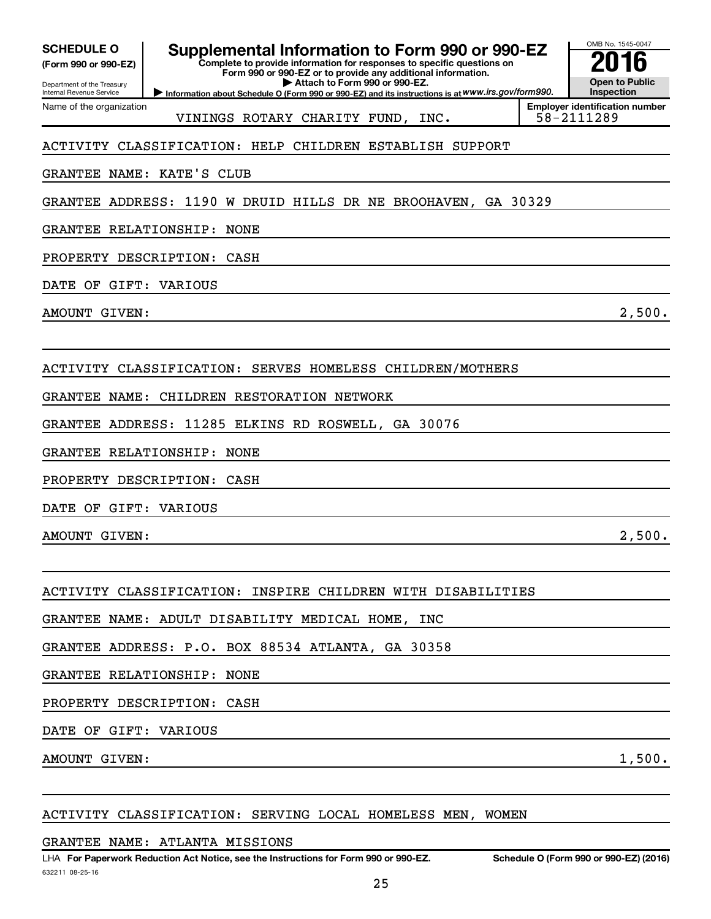**SCHEDULE O (Form 990 or 990-EZ)**

Department of the Treasury
Internal Revenue Service

# Supplemental Information to Form 990 or 990-EZ

**Complete to provide information for responses to specific questions on Form 990 or 990-EZ or to provide any additional information.**

**▶ Attach to Form 990 or 990-EZ.**

**▶ Information about Schedule O (Form 990 or 990-EZ) and its instructions is at *www.irs.gov/form990.***

OMB No. 1545-0047

**2016**

**Open to Public Inspection**

Name of the organization: VININGS ROTARY CHARITY FUND, INC.

**Employer identification number** 58-2111289

ACTIVITY CLASSIFICATION: HELP CHILDREN ESTABLISH SUPPORT

GRANTEE NAME: KATE'S CLUB

GRANTEE ADDRESS: 1190 W DRUID HILLS DR NE BROOHAVEN, GA 30329

GRANTEE RELATIONSHIP: NONE

PROPERTY DESCRIPTION: CASH

DATE OF GIFT: VARIOUS

AMOUNT GIVEN: 2,500.

ACTIVITY CLASSIFICATION: SERVES HOMELESS CHILDREN/MOTHERS

GRANTEE NAME: CHILDREN RESTORATION NETWORK

GRANTEE ADDRESS: 11285 ELKINS RD ROSWELL, GA 30076

GRANTEE RELATIONSHIP: NONE

PROPERTY DESCRIPTION: CASH

DATE OF GIFT: VARIOUS

AMOUNT GIVEN: 2,500.

ACTIVITY CLASSIFICATION: INSPIRE CHILDREN WITH DISABILITIES

GRANTEE NAME: ADULT DISABILITY MEDICAL HOME, INC

GRANTEE ADDRESS: P.O. BOX 88534 ATLANTA, GA 30358

GRANTEE RELATIONSHIP: NONE

PROPERTY DESCRIPTION: CASH

DATE OF GIFT: VARIOUS

AMOUNT GIVEN: 1,500.

ACTIVITY CLASSIFICATION: SERVING LOCAL HOMELESS MEN, WOMEN

GRANTEE NAME: ATLANTA MISSIONS

LHA **For Paperwork Reduction Act Notice, see the Instructions for Form 990 or 990-EZ.** **Schedule O (Form 990 or 990-EZ) (2016)**

632211 08-25-16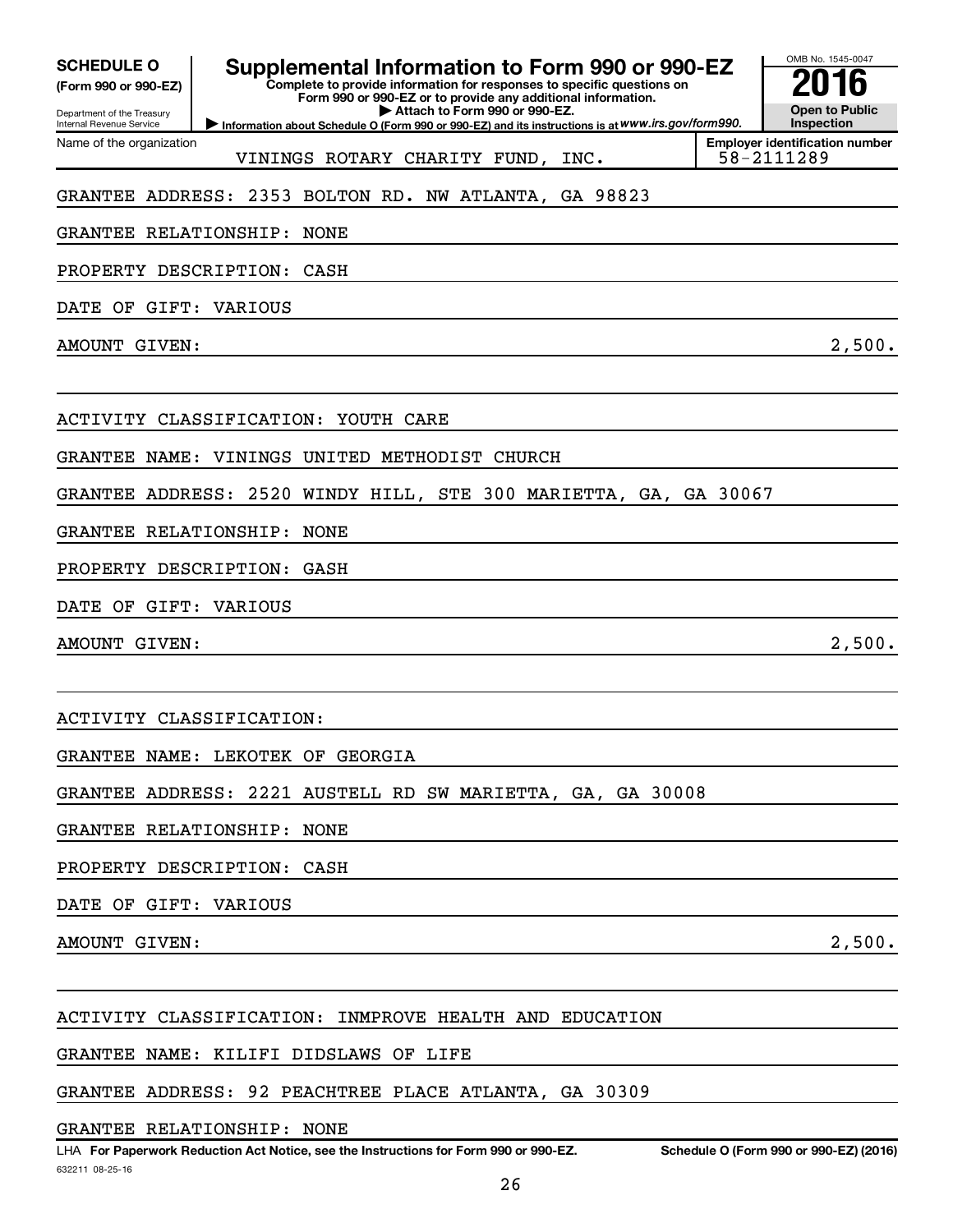**SCHEDULE O (Form 990 or 990-EZ)**

Department of the Treasury
Internal Revenue Service

# Supplemental Information to Form 990 or 990-EZ

**Complete to provide information for responses to specific questions on Form 990 or 990-EZ or to provide any additional information.**

▶ Attach to Form 990 or 990-EZ.

▶ Information about Schedule O (Form 990 or 990-EZ) and its instructions is at *www.irs.gov/form990.*

OMB No. 1545-0047

**2016**

**Open to Public Inspection**

Name of the organization: VININGS ROTARY CHARITY FUND, INC.

Employer identification number: 58-2111289

GRANTEE ADDRESS: 2353 BOLTON RD. NW ATLANTA, GA 98823

GRANTEE RELATIONSHIP: NONE

PROPERTY DESCRIPTION: CASH

DATE OF GIFT: VARIOUS

AMOUNT GIVEN: 2,500.

ACTIVITY CLASSIFICATION: YOUTH CARE

GRANTEE NAME: VININGS UNITED METHODIST CHURCH

GRANTEE ADDRESS: 2520 WINDY HILL, STE 300 MARIETTA, GA, GA 30067

GRANTEE RELATIONSHIP: NONE

PROPERTY DESCRIPTION: GASH

DATE OF GIFT: VARIOUS

AMOUNT GIVEN: 2,500.

ACTIVITY CLASSIFICATION:

GRANTEE NAME: LEKOTEK OF GEORGIA

GRANTEE ADDRESS: 2221 AUSTELL RD SW MARIETTA, GA, GA 30008

GRANTEE RELATIONSHIP: NONE

PROPERTY DESCRIPTION: CASH

DATE OF GIFT: VARIOUS

AMOUNT GIVEN: 2,500.

ACTIVITY CLASSIFICATION: INMPROVE HEALTH AND EDUCATION

GRANTEE NAME: KILIFI DIDSLAWS OF LIFE

GRANTEE ADDRESS: 92 PEACHTREE PLACE ATLANTA, GA 30309

GRANTEE RELATIONSHIP: NONE

LHA **For Paperwork Reduction Act Notice, see the Instructions for Form 990 or 990-EZ.** **Schedule O (Form 990 or 990-EZ) (2016)**

632211 08-25-16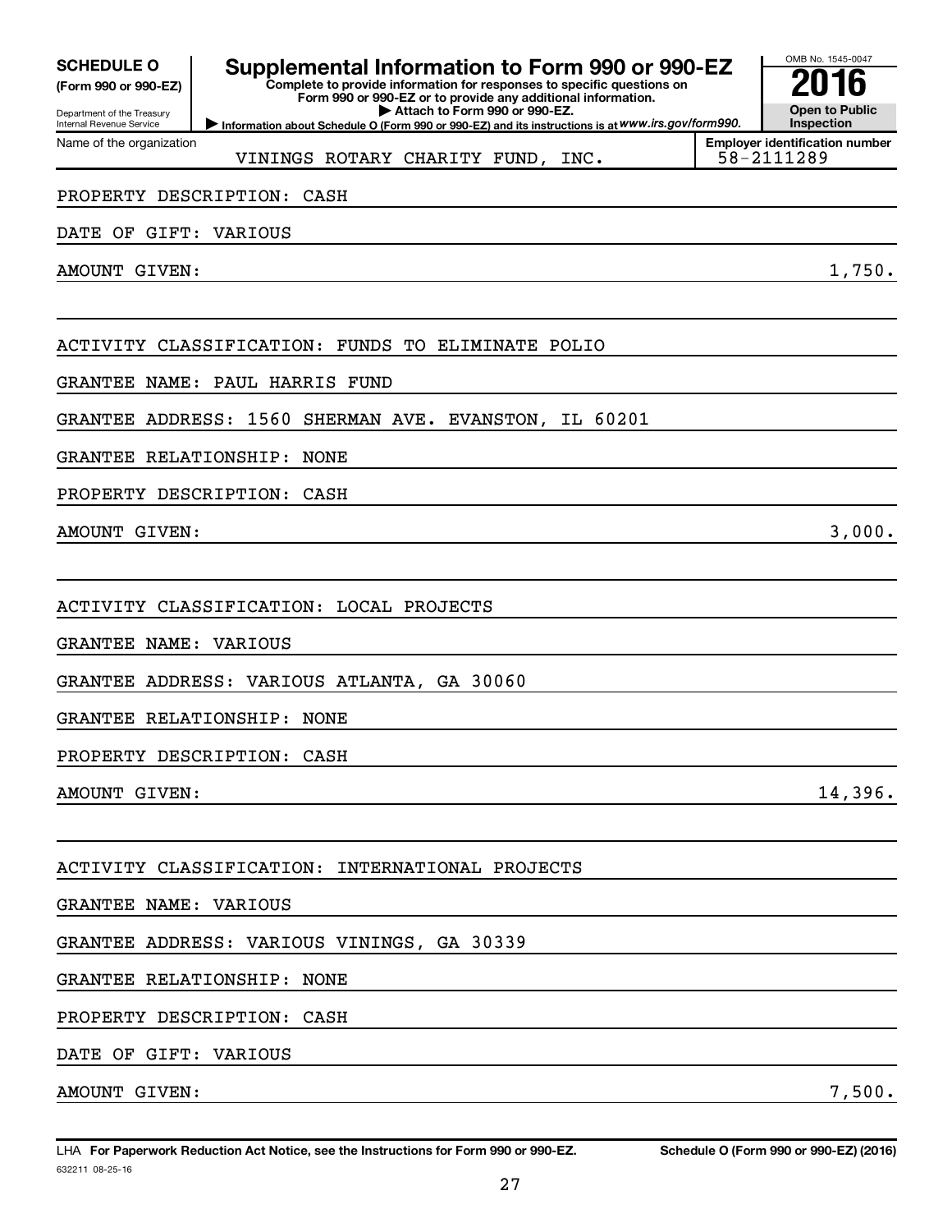**SCHEDULE O** **(Form 990 or 990-EZ)**

Department of the Treasury
Internal Revenue Service

# Supplemental Information to Form 990 or 990-EZ

**Complete to provide information for responses to specific questions on Form 990 or 990-EZ or to provide any additional information.**
**▶ Attach to Form 990 or 990-EZ.**
**▶ Information about Schedule O (Form 990 or 990-EZ) and its instructions is at** ***www.irs.gov/form990.***

OMB No. 1545-0047
**2016**
**Open to Public Inspection**

Name of the organization: VININGS ROTARY CHARITY FUND, INC.
**Employer identification number**: 58-2111289

PROPERTY DESCRIPTION: CASH

DATE OF GIFT: VARIOUS

AMOUNT GIVEN: 1,750.

ACTIVITY CLASSIFICATION: FUNDS TO ELIMINATE POLIO

GRANTEE NAME: PAUL HARRIS FUND

GRANTEE ADDRESS: 1560 SHERMAN AVE. EVANSTON, IL 60201

GRANTEE RELATIONSHIP: NONE

PROPERTY DESCRIPTION: CASH

AMOUNT GIVEN: 3,000.

ACTIVITY CLASSIFICATION: LOCAL PROJECTS

GRANTEE NAME: VARIOUS

GRANTEE ADDRESS: VARIOUS ATLANTA, GA 30060

GRANTEE RELATIONSHIP: NONE

PROPERTY DESCRIPTION: CASH

AMOUNT GIVEN: 14,396.

ACTIVITY CLASSIFICATION: INTERNATIONAL PROJECTS

GRANTEE NAME: VARIOUS

GRANTEE ADDRESS: VARIOUS VININGS, GA 30339

GRANTEE RELATIONSHIP: NONE

PROPERTY DESCRIPTION: CASH

DATE OF GIFT: VARIOUS

AMOUNT GIVEN: 7,500.

LHA **For Paperwork Reduction Act Notice, see the Instructions for Form 990 or 990-EZ.** **Schedule O (Form 990 or 990-EZ) (2016)**

632211 08-25-16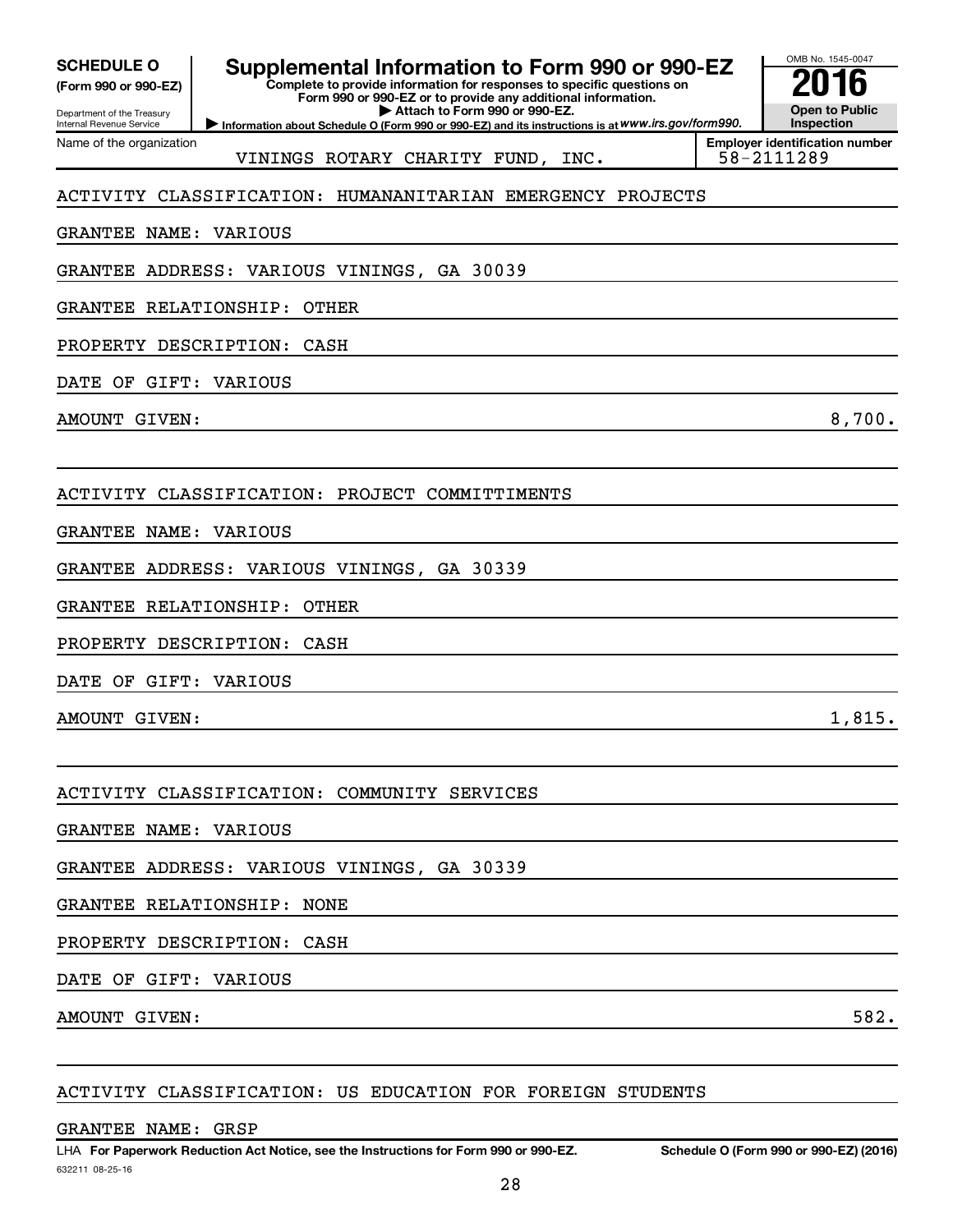**SCHEDULE O** **(Form 990 or 990-EZ)**

Department of the Treasury
Internal Revenue Service

# Supplemental Information to Form 990 or 990-EZ

**Complete to provide information for responses to specific questions on Form 990 or 990-EZ or to provide any additional information.**
**▶ Attach to Form 990 or 990-EZ.**
**▶ Information about Schedule O (Form 990 or 990-EZ) and its instructions is at** ***www.irs.gov/form990.***

OMB No. 1545-0047

**2016**

**Open to Public Inspection**

| Name of the organization | Employer identification number |
|---|---|
| VININGS ROTARY CHARITY FUND, INC. | 58-2111289 |

ACTIVITY CLASSIFICATION: HUMANANITARIAN EMERGENCY PROJECTS

GRANTEE NAME: VARIOUS

GRANTEE ADDRESS: VARIOUS VININGS, GA 30039

GRANTEE RELATIONSHIP: OTHER

PROPERTY DESCRIPTION: CASH

DATE OF GIFT: VARIOUS

AMOUNT GIVEN: 8,700.

ACTIVITY CLASSIFICATION: PROJECT COMMITTIMENTS

GRANTEE NAME: VARIOUS

GRANTEE ADDRESS: VARIOUS VININGS, GA 30339

GRANTEE RELATIONSHIP: OTHER

PROPERTY DESCRIPTION: CASH

DATE OF GIFT: VARIOUS

AMOUNT GIVEN: 1,815.

ACTIVITY CLASSIFICATION: COMMUNITY SERVICES

GRANTEE NAME: VARIOUS

GRANTEE ADDRESS: VARIOUS VININGS, GA 30339

GRANTEE RELATIONSHIP: NONE

PROPERTY DESCRIPTION: CASH

DATE OF GIFT: VARIOUS

AMOUNT GIVEN: 582.

ACTIVITY CLASSIFICATION: US EDUCATION FOR FOREIGN STUDENTS

GRANTEE NAME: GRSP

LHA **For Paperwork Reduction Act Notice, see the Instructions for Form 990 or 990-EZ.** **Schedule O (Form 990 or 990-EZ) (2016)**

632211 08-25-16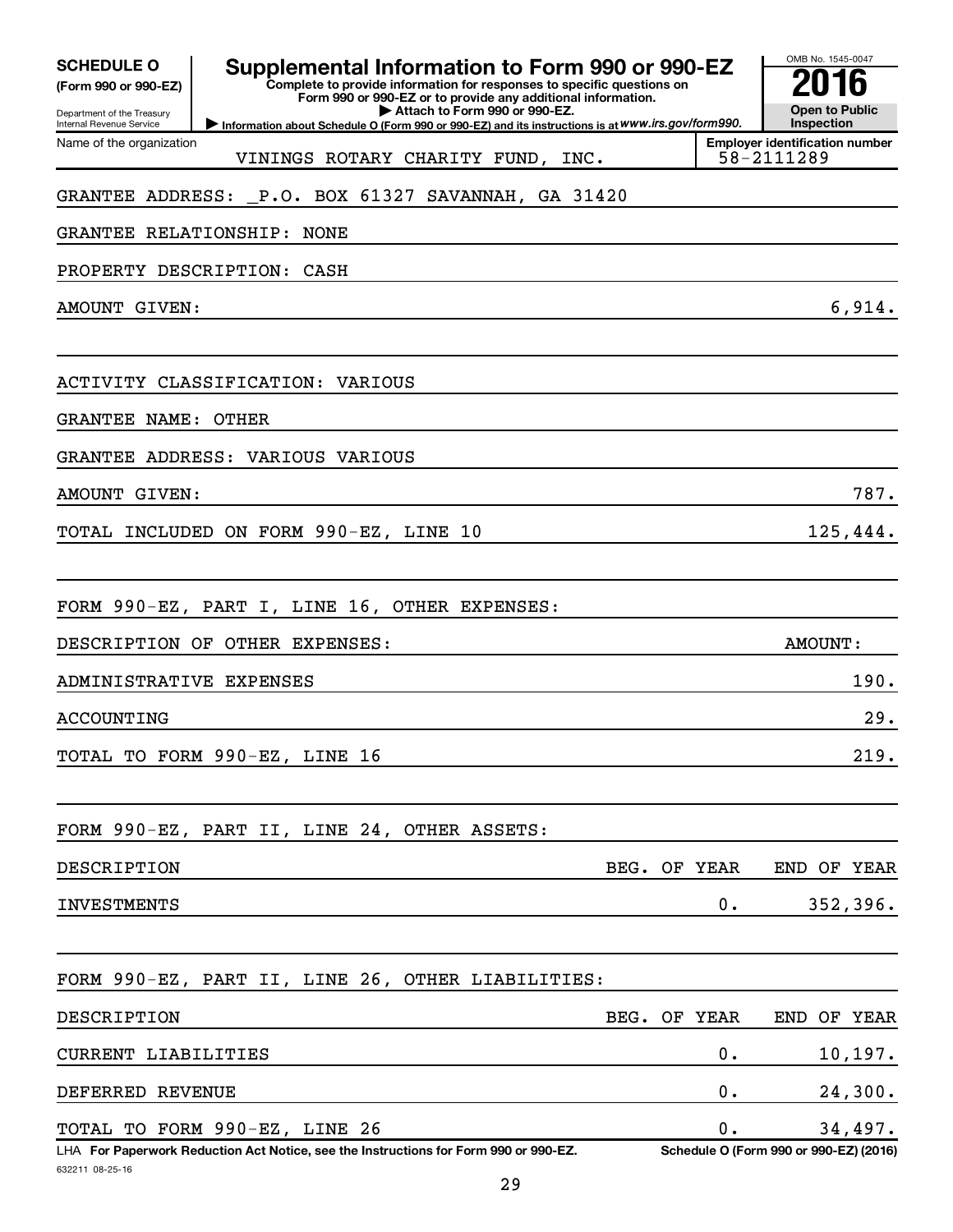**SCHEDULE O (Form 990 or 990-EZ)**

Department of the Treasury
Internal Revenue Service

# Supplemental Information to Form 990 or 990-EZ

**Complete to provide information for responses to specific questions on Form 990 or 990-EZ or to provide any additional information.**
**▶ Attach to Form 990 or 990-EZ.**
**▶ Information about Schedule O (Form 990 or 990-EZ) and its instructions is at** *www.irs.gov/form990.*

OMB No. 1545-0047
**2016**
**Open to Public Inspection**

Name of the organization: VININGS ROTARY CHARITY FUND, INC.
Employer identification number: 58-2111289

GRANTEE ADDRESS: _P.O. BOX 61327 SAVANNAH, GA 31420

GRANTEE RELATIONSHIP: NONE

PROPERTY DESCRIPTION: CASH

AMOUNT GIVEN: 6,914.

ACTIVITY CLASSIFICATION: VARIOUS

GRANTEE NAME: OTHER

GRANTEE ADDRESS: VARIOUS VARIOUS

AMOUNT GIVEN: 787.

TOTAL INCLUDED ON FORM 990-EZ, LINE 10: 125,444.

FORM 990-EZ, PART I, LINE 16, OTHER EXPENSES:

| DESCRIPTION OF OTHER EXPENSES: | AMOUNT: |
|---|---|
| ADMINISTRATIVE EXPENSES | 190. |
| ACCOUNTING | 29. |
| TOTAL TO FORM 990-EZ, LINE 16 | 219. |

FORM 990-EZ, PART II, LINE 24, OTHER ASSETS:

| DESCRIPTION | BEG. OF YEAR | END OF YEAR |
|---|---|---|
| INVESTMENTS | 0. | 352,396. |

FORM 990-EZ, PART II, LINE 26, OTHER LIABILITIES:

| DESCRIPTION | BEG. OF YEAR | END OF YEAR |
|---|---|---|
| CURRENT LIABILITIES | 0. | 10,197. |
| DEFERRED REVENUE | 0. | 24,300. |
| TOTAL TO FORM 990-EZ, LINE 26 | 0. | 34,497. |

LHA **For Paperwork Reduction Act Notice, see the Instructions for Form 990 or 990-EZ.** **Schedule O (Form 990 or 990-EZ) (2016)**

632211 08-25-16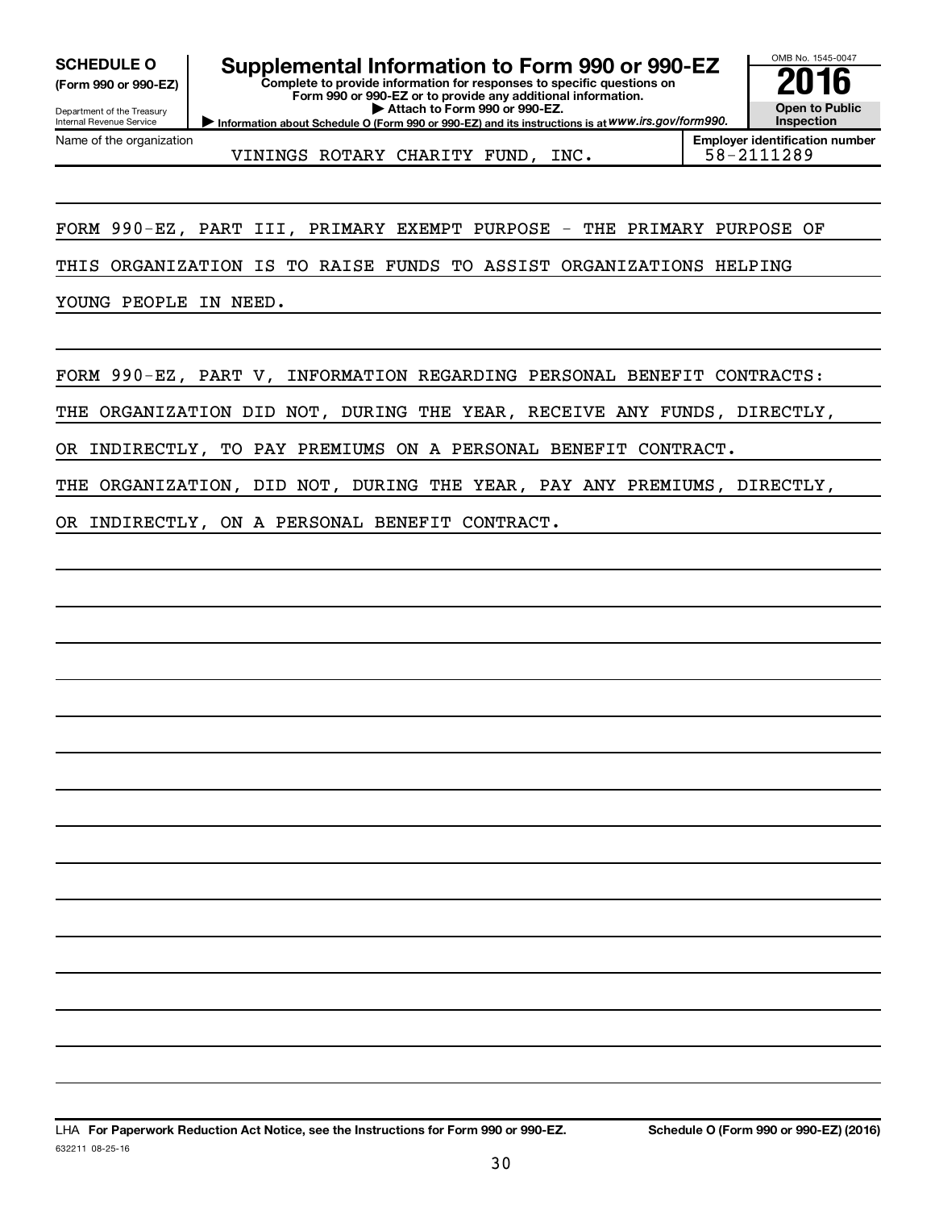**SCHEDULE O**
**(Form 990 or 990-EZ)**

Department of the Treasury
Internal Revenue Service

# Supplemental Information to Form 990 or 990-EZ

**Complete to provide information for responses to specific questions on Form 990 or 990-EZ or to provide any additional information.**
**▶ Attach to Form 990 or 990-EZ.**
**▶ Information about Schedule O (Form 990 or 990-EZ) and its instructions is at *www.irs.gov/form990*.**

OMB No. 1545-0047
**2016**
**Open to Public Inspection**

| Name of the organization | Employer identification number |
|---|---|
| VININGS ROTARY CHARITY FUND, INC. | 58-2111289 |

FORM 990-EZ, PART III, PRIMARY EXEMPT PURPOSE - THE PRIMARY PURPOSE OF THIS ORGANIZATION IS TO RAISE FUNDS TO ASSIST ORGANIZATIONS HELPING YOUNG PEOPLE IN NEED.

FORM 990-EZ, PART V, INFORMATION REGARDING PERSONAL BENEFIT CONTRACTS: THE ORGANIZATION DID NOT, DURING THE YEAR, RECEIVE ANY FUNDS, DIRECTLY, OR INDIRECTLY, TO PAY PREMIUMS ON A PERSONAL BENEFIT CONTRACT. THE ORGANIZATION, DID NOT, DURING THE YEAR, PAY ANY PREMIUMS, DIRECTLY, OR INDIRECTLY, ON A PERSONAL BENEFIT CONTRACT.

LHA **For Paperwork Reduction Act Notice, see the Instructions for Form 990 or 990-EZ.** **Schedule O (Form 990 or 990-EZ) (2016)**
632211 08-25-16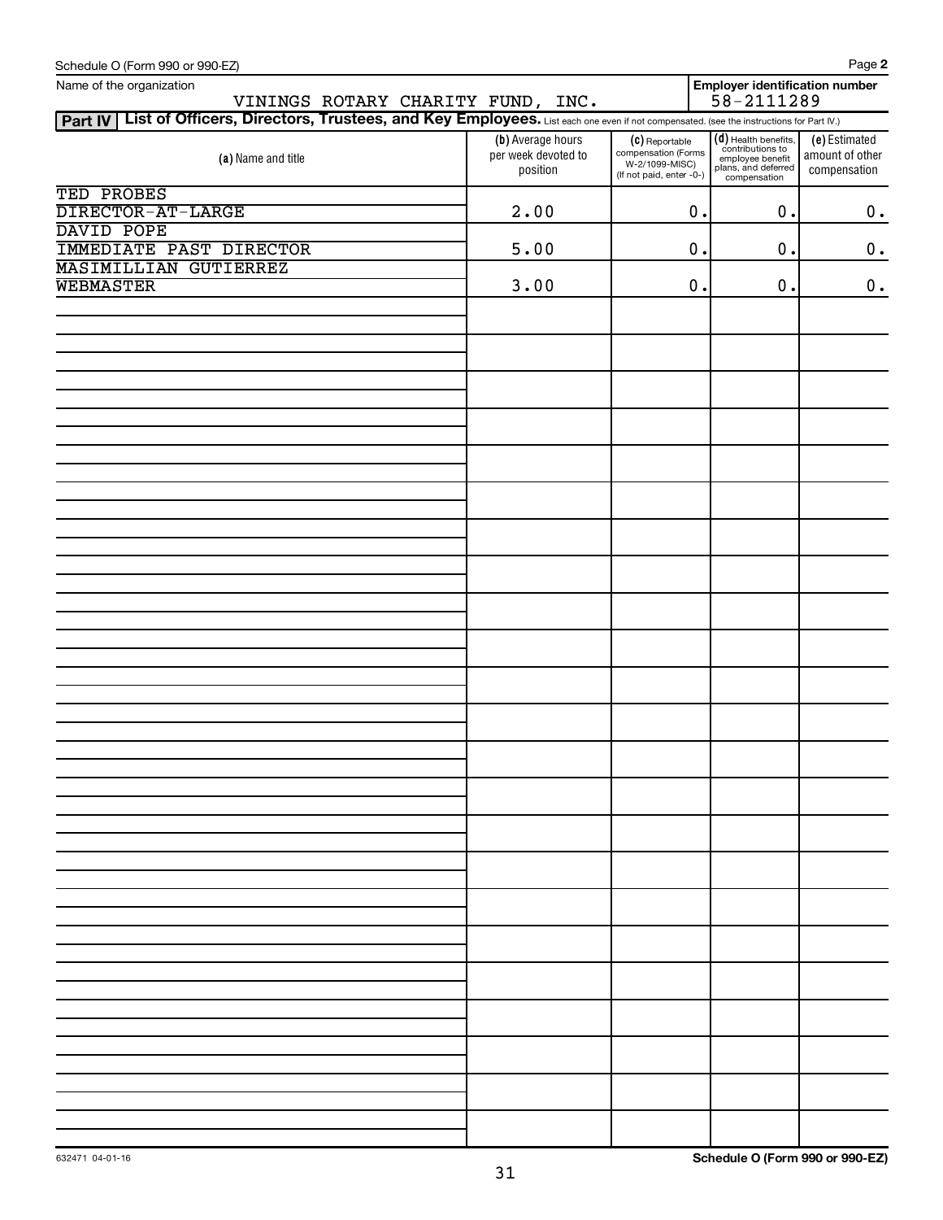Schedule O (Form 990 or 990-EZ) Page **2**

Name of the organization: VININGS ROTARY CHARITY FUND, INC.

**Employer identification number**: 58-2111289

**Part IV** **List of Officers, Directors, Trustees, and Key Employees.** List each one even if not compensated. (see the instructions for Part IV.)

| (a) Name and title | (b) Average hours per week devoted to position | (c) Reportable compensation (Forms W-2/1099-MISC) (If not paid, enter -0-) | (d) Health benefits, contributions to employee benefit plans, and deferred compensation | (e) Estimated amount of other compensation |
|---|---|---|---|---|
| TED PROBES<br>DIRECTOR-AT-LARGE | 2.00 | 0. | 0. | 0. |
| DAVID POPE<br>IMMEDIATE PAST DIRECTOR | 5.00 | 0. | 0. | 0. |
| MASIMILLIAN GUTIERREZ<br>WEBMASTER | 3.00 | 0. | 0. | 0. |

632471 04-01-16 **Schedule O (Form 990 or 990-EZ)**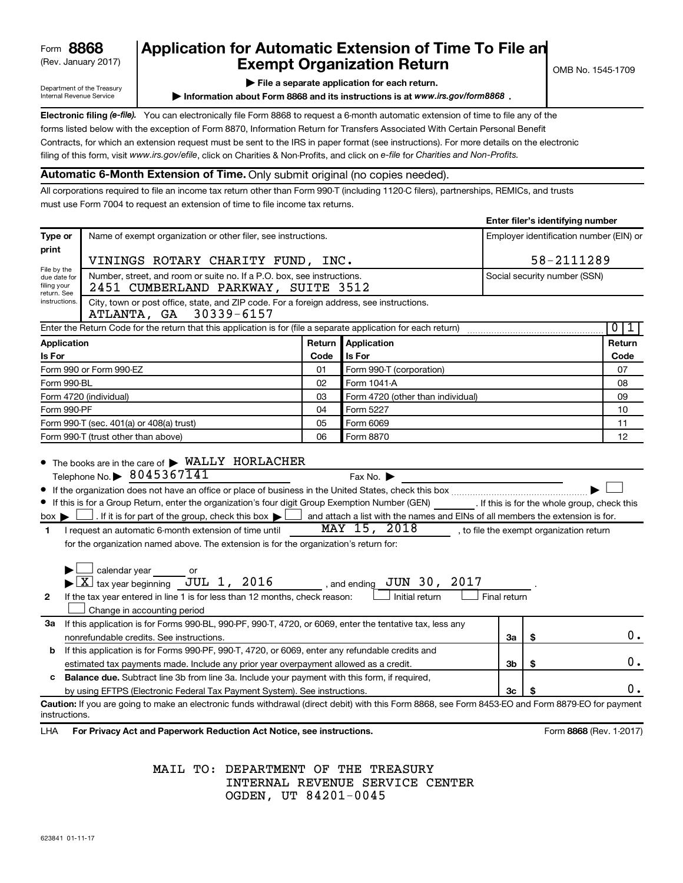Form **8868**
(Rev. January 2017)

Department of the Treasury
Internal Revenue Service

# Application for Automatic Extension of Time To File an Exempt Organization Return

OMB No. 1545-1709

▶ **File a separate application for each return.**

▶ **Information about Form 8868 and its instructions is at** ***www.irs.gov/form8868*** **.**

**Electronic filing** ***(e-file).*** You can electronically file Form 8868 to request a 6-month automatic extension of time to file any of the forms listed below with the exception of Form 8870, Information Return for Transfers Associated With Certain Personal Benefit Contracts, for which an extension request must be sent to the IRS in paper format (see instructions). For more details on the electronic filing of this form, visit *www.irs.gov/efile*, click on Charities & Non-Profits, and click on *e-file* for *Charities and Non-Profits.*

**Automatic 6-Month Extension of Time.** Only submit original (no copies needed).

All corporations required to file an income tax return other than Form 990-T (including 1120-C filers), partnerships, REMICs, and trusts must use Form 7004 to request an extension of time to file income tax returns.

| | | **Enter filer's identifying number** |
|---|---|---|
| **Type or print** | Name of exempt organization or other filer, see instructions. VININGS ROTARY CHARITY FUND, INC. | Employer identification number (EIN) or 58-2111289 |
| File by the due date for filing your return. See instructions. | Number, street, and room or suite no. If a P.O. box, see instructions. 2451 CUMBERLAND PARKWAY, SUITE 3512 | Social security number (SSN) |
| | City, town or post office, state, and ZIP code. For a foreign address, see instructions. ATLANTA, GA 30339-6157 | |

Enter the Return Code for the return that this application is for (file a separate application for each return) .......... 0 1

| **Application Is For** | **Return Code** | **Application Is For** | **Return Code** |
|---|---|---|---|
| Form 990 or Form 990-EZ | 01 | Form 990-T (corporation) | 07 |
| Form 990-BL | 02 | Form 1041-A | 08 |
| Form 4720 (individual) | 03 | Form 4720 (other than individual) | 09 |
| Form 990-PF | 04 | Form 5227 | 10 |
| Form 990-T (sec. 401(a) or 408(a) trust) | 05 | Form 6069 | 11 |
| Form 990-T (trust other than above) | 06 | Form 8870 | 12 |

- The books are in the care of ▶ WALLY HORLACHER
  Telephone No. ▶ 8045367141   Fax No. ▶
- If the organization does not have an office or place of business in the United States, check this box .......... ▶ ☐
- If this is for a Group Return, enter the organization's four digit Group Exemption Number (GEN) ______ . If this is for the whole group, check this box ▶ ☐ . If it is for part of the group, check this box ▶ ☐ and attach a list with the names and EINs of all members the extension is for.

**1** I request an automatic 6-month extension of time until MAY 15, 2018 , to file the exempt organization return for the organization named above. The extension is for the organization's return for:

▶ ☐ calendar year ______ or
▶ ☒ tax year beginning JUL 1, 2016 , and ending JUN 30, 2017 .

**2** If the tax year entered in line 1 is for less than 12 months, check reason: ☐ Initial return ☐ Final return ☐ Change in accounting period

| | | | |
|---|---|---|---|
| **3a** | If this application is for Forms 990-BL, 990-PF, 990-T, 4720, or 6069, enter the tentative tax, less any nonrefundable credits. See instructions. | 3a | $ 0. |
| **b** | If this application is for Forms 990-PF, 990-T, 4720, or 6069, enter any refundable credits and estimated tax payments made. Include any prior year overpayment allowed as a credit. | 3b | $ 0. |
| **c** | **Balance due.** Subtract line 3b from line 3a. Include your payment with this form, if required, by using EFTPS (Electronic Federal Tax Payment System). See instructions. | 3c | $ 0. |

**Caution:** If you are going to make an electronic funds withdrawal (direct debit) with this Form 8868, see Form 8453-EO and Form 8879-EO for payment instructions.

LHA **For Privacy Act and Paperwork Reduction Act Notice, see instructions.** Form **8868** (Rev. 1-2017)

MAIL TO: DEPARTMENT OF THE TREASURY
INTERNAL REVENUE SERVICE CENTER
OGDEN, UT 84201-0045

623841 01-11-17